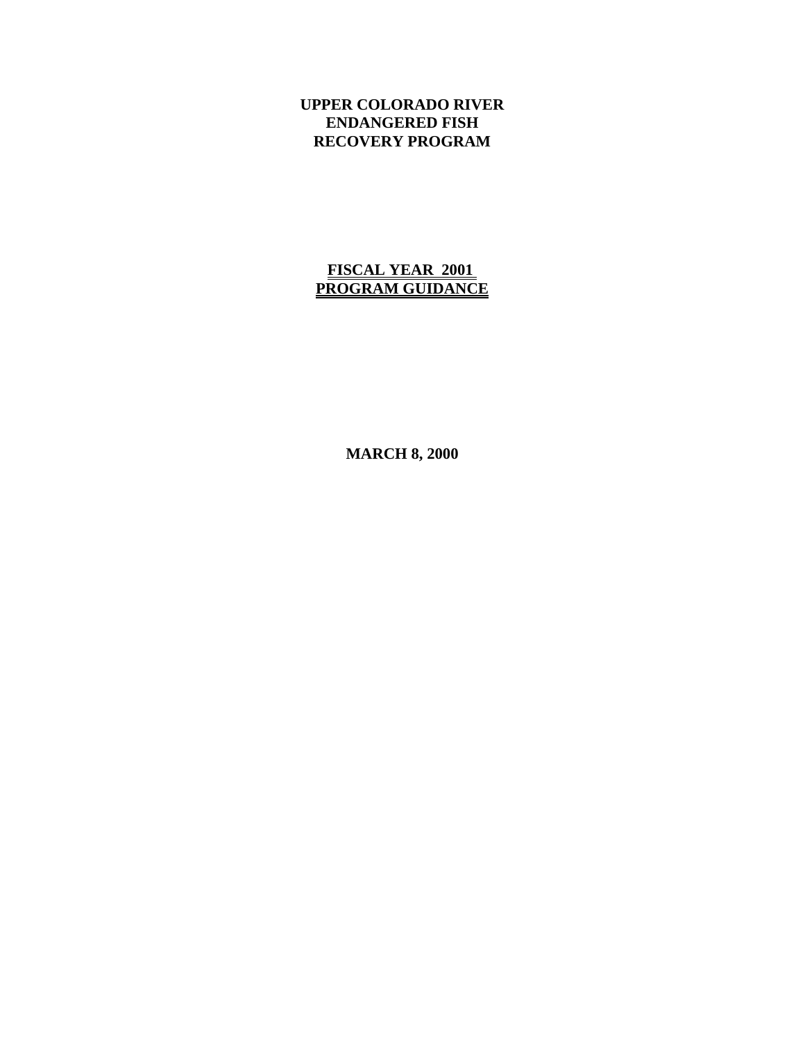# UPPER COLORADO RIVER ENDANGERED FISH RECOVERY PROGRAM

## FISCAL YEAR 2001 PROGRAM GUIDANCE

**MARCH 8, 2000**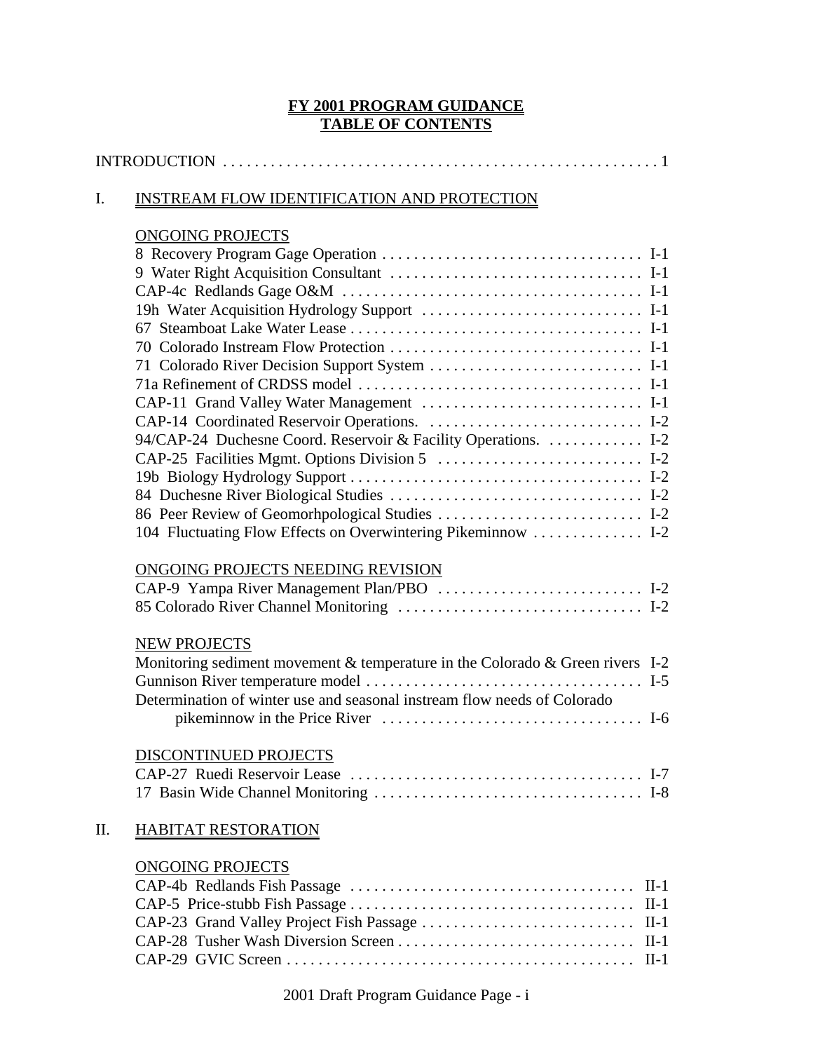# FY 2001 PROGRAM GUIDANCE
# TABLE OF CONTENTS

INTRODUCTION . . . . . . . . . . . . . . . . . . . . . . . . . . . . . . . . . . . . . . . . . . . . . . . . . . . . . 1

## I. INSTREAM FLOW IDENTIFICATION AND PROTECTION

### ONGOING PROJECTS

8 Recovery Program Gage Operation . . . . . . . . . . . . . . . . . . . . . . . . . . . . . . . . . I-1
9 Water Right Acquisition Consultant . . . . . . . . . . . . . . . . . . . . . . . . . . . . . . . . I-1
CAP-4c Redlands Gage O&M . . . . . . . . . . . . . . . . . . . . . . . . . . . . . . . . . . . . . I-1
19h Water Acquisition Hydrology Support . . . . . . . . . . . . . . . . . . . . . . . . . . . . I-1
67 Steamboat Lake Water Lease . . . . . . . . . . . . . . . . . . . . . . . . . . . . . . . . . . . . I-1
70 Colorado Instream Flow Protection . . . . . . . . . . . . . . . . . . . . . . . . . . . . . . . I-1
71 Colorado River Decision Support System . . . . . . . . . . . . . . . . . . . . . . . . . . I-1
71a Refinement of CRDSS model . . . . . . . . . . . . . . . . . . . . . . . . . . . . . . . . . . . I-1
CAP-11 Grand Valley Water Management . . . . . . . . . . . . . . . . . . . . . . . . . . . . I-1
CAP-14 Coordinated Reservoir Operations. . . . . . . . . . . . . . . . . . . . . . . . . . . . I-2
94/CAP-24 Duchesne Coord. Reservoir & Facility Operations. . . . . . . . . . . . . I-2
CAP-25 Facilities Mgmt. Options Division 5 . . . . . . . . . . . . . . . . . . . . . . . . . . I-2
19b Biology Hydrology Support . . . . . . . . . . . . . . . . . . . . . . . . . . . . . . . . . . . . I-2
84 Duchesne River Biological Studies . . . . . . . . . . . . . . . . . . . . . . . . . . . . . . . I-2
86 Peer Review of Geomorhpological Studies . . . . . . . . . . . . . . . . . . . . . . . . . I-2
104 Fluctuating Flow Effects on Overwintering Pikeminnow . . . . . . . . . . . . . I-2

### ONGOING PROJECTS NEEDING REVISION

CAP-9 Yampa River Management Plan/PBO . . . . . . . . . . . . . . . . . . . . . . . . . . I-2
85 Colorado River Channel Monitoring . . . . . . . . . . . . . . . . . . . . . . . . . . . . . . . I-2

### NEW PROJECTS

Monitoring sediment movement & temperature in the Colorado & Green rivers I-2
Gunnison River temperature model . . . . . . . . . . . . . . . . . . . . . . . . . . . . . . . . . . I-5
Determination of winter use and seasonal instream flow needs of Colorado pikeminnow in the Price River . . . . . . . . . . . . . . . . . . . . . . . . . . . . . . . . . I-6

### DISCONTINUED PROJECTS

CAP-27 Ruedi Reservoir Lease . . . . . . . . . . . . . . . . . . . . . . . . . . . . . . . . . . . . . I-7
17 Basin Wide Channel Monitoring . . . . . . . . . . . . . . . . . . . . . . . . . . . . . . . . . . I-8

## II. HABITAT RESTORATION

### ONGOING PROJECTS

CAP-4b Redlands Fish Passage . . . . . . . . . . . . . . . . . . . . . . . . . . . . . . . . . . . . II-1
CAP-5 Price-stubb Fish Passage . . . . . . . . . . . . . . . . . . . . . . . . . . . . . . . . . . . . II-1
CAP-23 Grand Valley Project Fish Passage . . . . . . . . . . . . . . . . . . . . . . . . . . . II-1
CAP-28 Tusher Wash Diversion Screen . . . . . . . . . . . . . . . . . . . . . . . . . . . . . . II-1
CAP-29 GVIC Screen . . . . . . . . . . . . . . . . . . . . . . . . . . . . . . . . . . . . . . . . . . . . II-1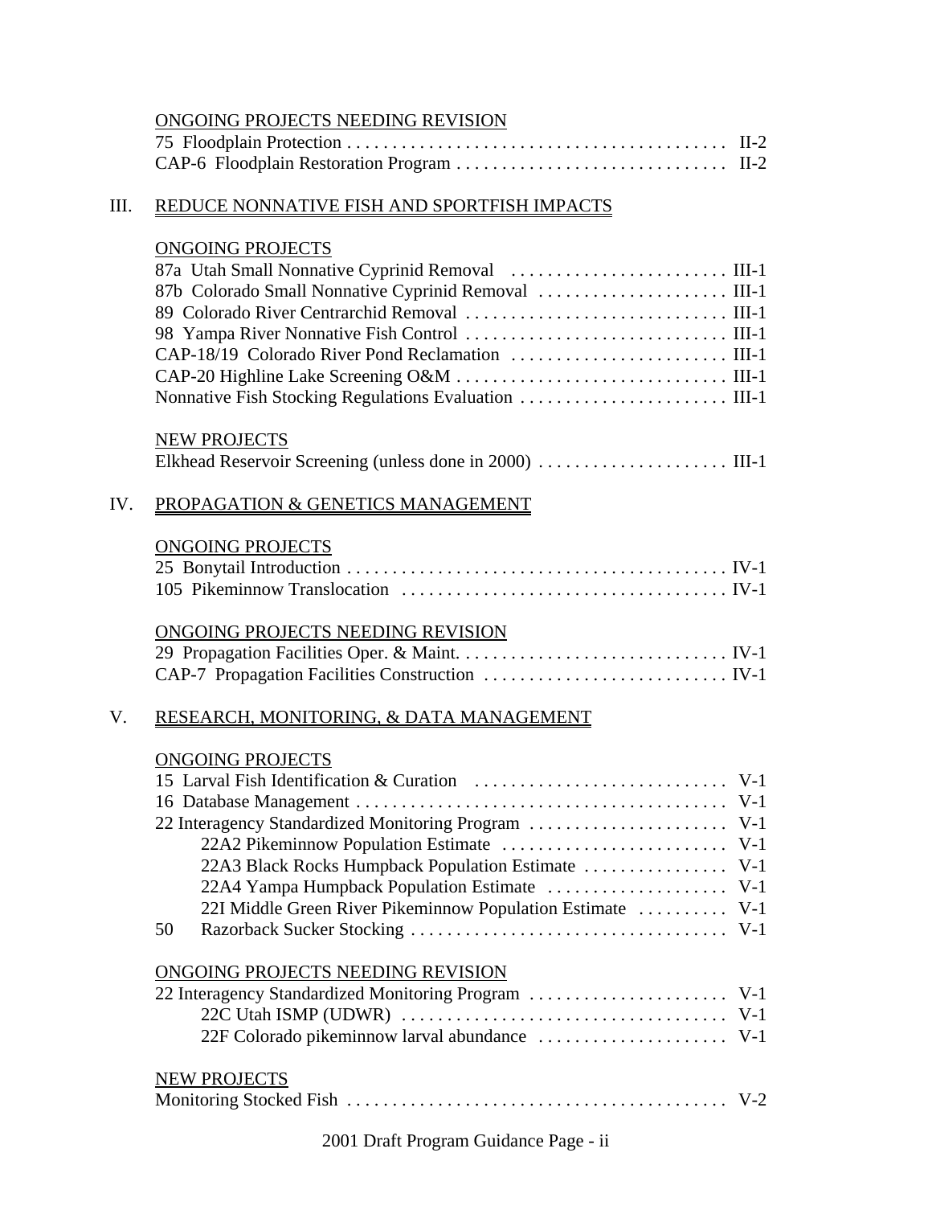ONGOING PROJECTS NEEDING REVISION

75 Floodplain Protection . . . . . . . . . . . . . . . . . . . . . . . . . . . . . . . . . . . . . . . . . II-2
CAP-6 Floodplain Restoration Program . . . . . . . . . . . . . . . . . . . . . . . . . . . . . II-2

## III. REDUCE NONNATIVE FISH AND SPORTFISH IMPACTS

ONGOING PROJECTS

87a Utah Small Nonnative Cyprinid Removal . . . . . . . . . . . . . . . . . . . . . . . . III-1
87b Colorado Small Nonnative Cyprinid Removal . . . . . . . . . . . . . . . . . . . . . III-1
89 Colorado River Centrarchid Removal . . . . . . . . . . . . . . . . . . . . . . . . . . . . . III-1
98 Yampa River Nonnative Fish Control . . . . . . . . . . . . . . . . . . . . . . . . . . . . . III-1
CAP-18/19 Colorado River Pond Reclamation . . . . . . . . . . . . . . . . . . . . . . . . III-1
CAP-20 Highline Lake Screening O&M . . . . . . . . . . . . . . . . . . . . . . . . . . . . . . III-1
Nonnative Fish Stocking Regulations Evaluation . . . . . . . . . . . . . . . . . . . . . . . III-1

NEW PROJECTS

Elkhead Reservoir Screening (unless done in 2000) . . . . . . . . . . . . . . . . . . . . . III-1

## IV. PROPAGATION & GENETICS MANAGEMENT

ONGOING PROJECTS

25 Bonytail Introduction . . . . . . . . . . . . . . . . . . . . . . . . . . . . . . . . . . . . . . . . . . IV-1
105 Pikeminnow Translocation . . . . . . . . . . . . . . . . . . . . . . . . . . . . . . . . . . . . IV-1

ONGOING PROJECTS NEEDING REVISION

29 Propagation Facilities Oper. & Maint. . . . . . . . . . . . . . . . . . . . . . . . . . . . . . IV-1
CAP-7 Propagation Facilities Construction . . . . . . . . . . . . . . . . . . . . . . . . . . . IV-1

## V. RESEARCH, MONITORING, & DATA MANAGEMENT

ONGOING PROJECTS

15 Larval Fish Identification & Curation . . . . . . . . . . . . . . . . . . . . . . . . . . . . V-1
16 Database Management . . . . . . . . . . . . . . . . . . . . . . . . . . . . . . . . . . . . . . . . . V-1
22 Interagency Standardized Monitoring Program . . . . . . . . . . . . . . . . . . . . . . V-1
- 22A2 Pikeminnow Population Estimate . . . . . . . . . . . . . . . . . . . . . . . . . V-1
- 22A3 Black Rocks Humpback Population Estimate . . . . . . . . . . . . . . . . V-1
- 22A4 Yampa Humpback Population Estimate . . . . . . . . . . . . . . . . . . . . V-1
- 22I Middle Green River Pikeminnow Population Estimate . . . . . . . . . . V-1

50 Razorback Sucker Stocking . . . . . . . . . . . . . . . . . . . . . . . . . . . . . . . . . . . V-1

ONGOING PROJECTS NEEDING REVISION

22 Interagency Standardized Monitoring Program . . . . . . . . . . . . . . . . . . . . . . V-1
- 22C Utah ISMP (UDWR) . . . . . . . . . . . . . . . . . . . . . . . . . . . . . . . . . . . . V-1
- 22F Colorado pikeminnow larval abundance . . . . . . . . . . . . . . . . . . . . . V-1

NEW PROJECTS

Monitoring Stocked Fish . . . . . . . . . . . . . . . . . . . . . . . . . . . . . . . . . . . . . . . . . V-2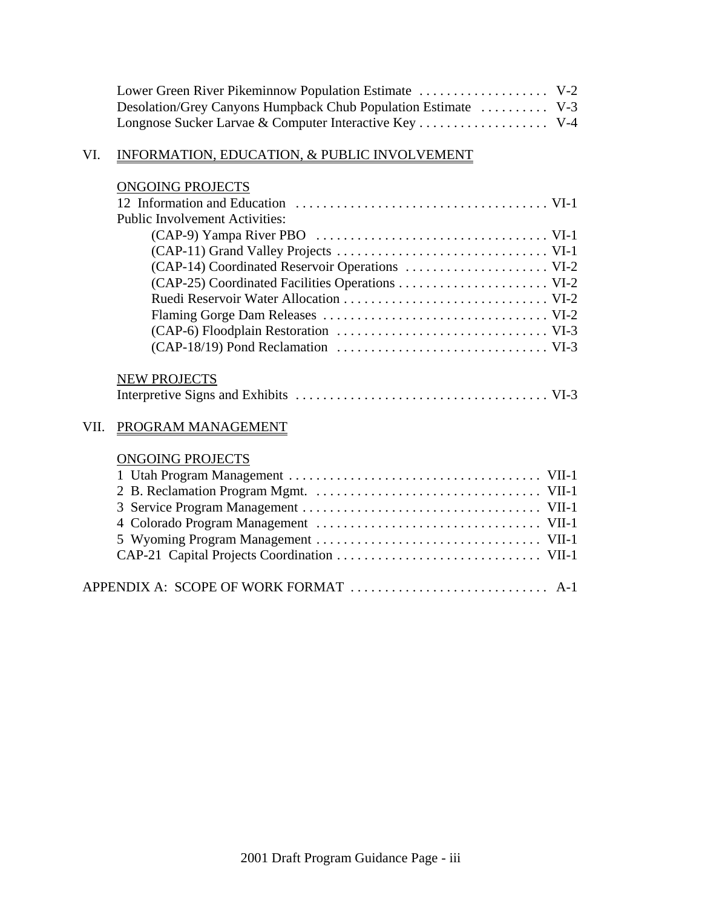Lower Green River Pikeminnow Population Estimate ................... V-2
Desolation/Grey Canyons Humpback Chub Population Estimate .......... V-3
Longnose Sucker Larvae & Computer Interactive Key ................... V-4

VI. INFORMATION, EDUCATION, & PUBLIC INVOLVEMENT

ONGOING PROJECTS

12 Information and Education ..................................... VI-1

Public Involvement Activities:

- (CAP-9) Yampa River PBO .................................. VI-1
- (CAP-11) Grand Valley Projects ............................... VI-1
- (CAP-14) Coordinated Reservoir Operations ..................... VI-2
- (CAP-25) Coordinated Facilities Operations ...................... VI-2
- Ruedi Reservoir Water Allocation .............................. VI-2
- Flaming Gorge Dam Releases ................................. VI-2
- (CAP-6) Floodplain Restoration ............................... VI-3
- (CAP-18/19) Pond Reclamation ............................... VI-3

NEW PROJECTS

Interpretive Signs and Exhibits ..................................... VI-3

VII. PROGRAM MANAGEMENT

ONGOING PROJECTS

1 Utah Program Management ..................................... VII-1
2 B. Reclamation Program Mgmt. ................................. VII-1
3 Service Program Management ................................... VII-1
4 Colorado Program Management ................................. VII-1
5 Wyoming Program Management ................................. VII-1
CAP-21 Capital Projects Coordination .............................. VII-1

APPENDIX A: SCOPE OF WORK FORMAT ............................. A-1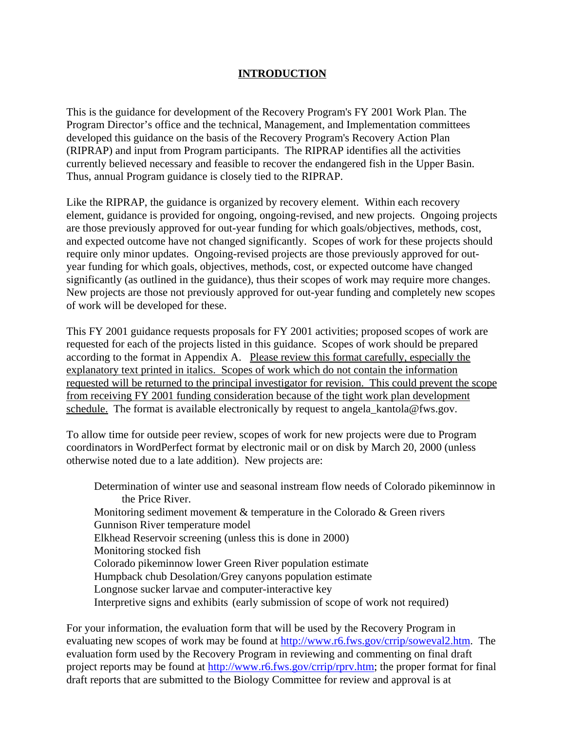# INTRODUCTION

This is the guidance for development of the Recovery Program's FY 2001 Work Plan. The Program Director's office and the technical, Management, and Implementation committees developed this guidance on the basis of the Recovery Program's Recovery Action Plan (RIPRAP) and input from Program participants. The RIPRAP identifies all the activities currently believed necessary and feasible to recover the endangered fish in the Upper Basin. Thus, annual Program guidance is closely tied to the RIPRAP.

Like the RIPRAP, the guidance is organized by recovery element. Within each recovery element, guidance is provided for ongoing, ongoing-revised, and new projects. Ongoing projects are those previously approved for out-year funding for which goals/objectives, methods, cost, and expected outcome have not changed significantly. Scopes of work for these projects should require only minor updates. Ongoing-revised projects are those previously approved for out-year funding for which goals, objectives, methods, cost, or expected outcome have changed significantly (as outlined in the guidance), thus their scopes of work may require more changes. New projects are those not previously approved for out-year funding and completely new scopes of work will be developed for these.

This FY 2001 guidance requests proposals for FY 2001 activities; proposed scopes of work are requested for each of the projects listed in this guidance. Scopes of work should be prepared according to the format in Appendix A. <u>Please review this format carefully, especially the explanatory text printed in italics. Scopes of work which do not contain the information requested will be returned to the principal investigator for revision. This could prevent the scope from receiving FY 2001 funding consideration because of the tight work plan development schedule.</u> The format is available electronically by request to angela_kantola@fws.gov.

To allow time for outside peer review, scopes of work for new projects were due to Program coordinators in WordPerfect format by electronic mail or on disk by March 20, 2000 (unless otherwise noted due to a late addition). New projects are:

- Determination of winter use and seasonal instream flow needs of Colorado pikeminnow in the Price River.
- Monitoring sediment movement & temperature in the Colorado & Green rivers
- Gunnison River temperature model
- Elkhead Reservoir screening (unless this is done in 2000)
- Monitoring stocked fish
- Colorado pikeminnow lower Green River population estimate
- Humpback chub Desolation/Grey canyons population estimate
- Longnose sucker larvae and computer-interactive key
- Interpretive signs and exhibits (early submission of scope of work not required)

For your information, the evaluation form that will be used by the Recovery Program in evaluating new scopes of work may be found at http://www.r6.fws.gov/crrip/soweval2.htm. The evaluation form used by the Recovery Program in reviewing and commenting on final draft project reports may be found at http://www.r6.fws.gov/crrip/rprv.htm; the proper format for final draft reports that are submitted to the Biology Committee for review and approval is at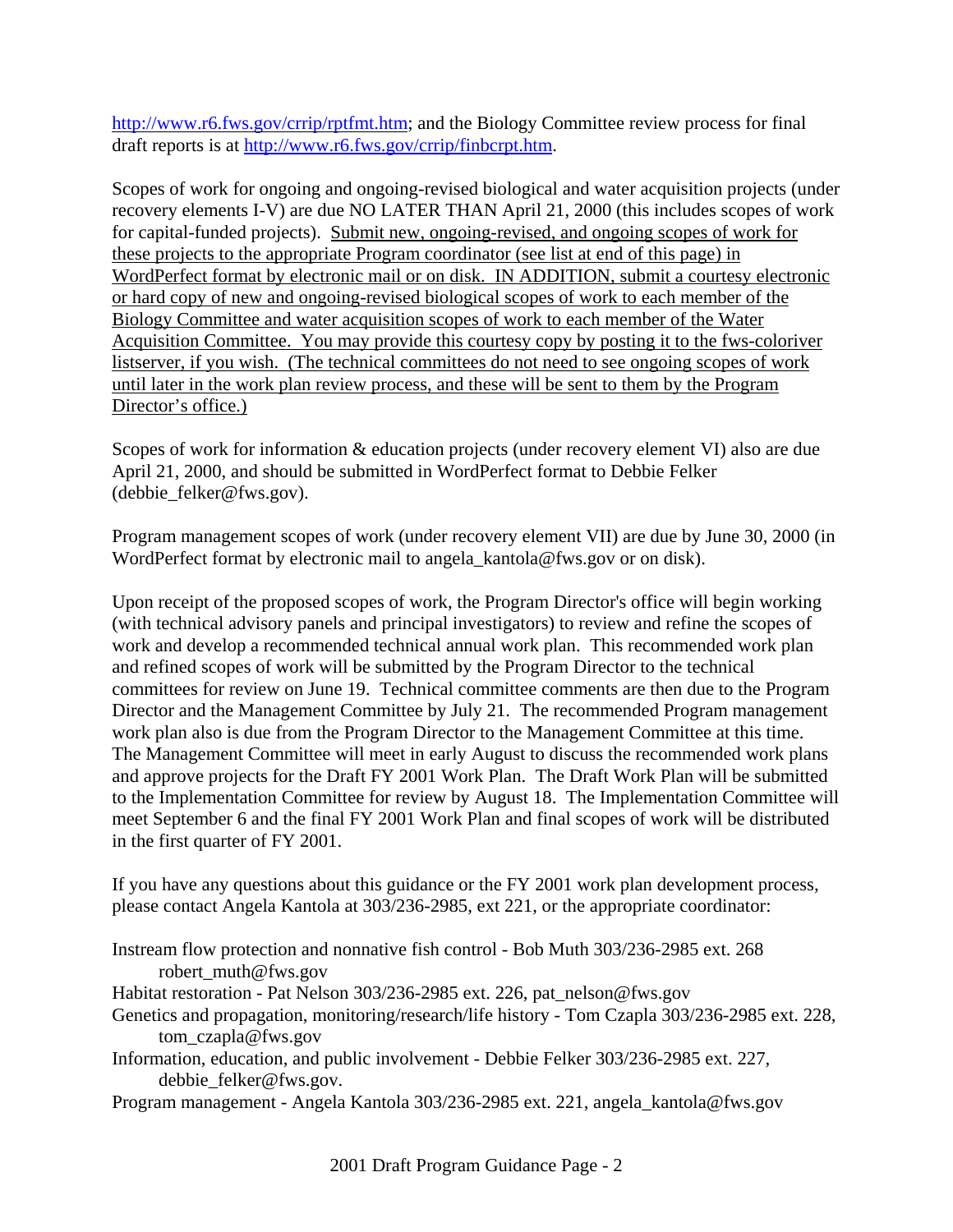http://www.r6.fws.gov/crrip/rptfmt.htm; and the Biology Committee review process for final draft reports is at http://www.r6.fws.gov/crrip/finbcrpt.htm.

Scopes of work for ongoing and ongoing-revised biological and water acquisition projects (under recovery elements I-V) are due NO LATER THAN April 21, 2000 (this includes scopes of work for capital-funded projects). Submit new, ongoing-revised, and ongoing scopes of work for these projects to the appropriate Program coordinator (see list at end of this page) in WordPerfect format by electronic mail or on disk. IN ADDITION, submit a courtesy electronic or hard copy of new and ongoing-revised biological scopes of work to each member of the Biology Committee and water acquisition scopes of work to each member of the Water Acquisition Committee. You may provide this courtesy copy by posting it to the fws-coloriver listserver, if you wish. (The technical committees do not need to see ongoing scopes of work until later in the work plan review process, and these will be sent to them by the Program Director's office.)

Scopes of work for information & education projects (under recovery element VI) also are due April 21, 2000, and should be submitted in WordPerfect format to Debbie Felker (debbie_felker@fws.gov).

Program management scopes of work (under recovery element VII) are due by June 30, 2000 (in WordPerfect format by electronic mail to angela_kantola@fws.gov or on disk).

Upon receipt of the proposed scopes of work, the Program Director's office will begin working (with technical advisory panels and principal investigators) to review and refine the scopes of work and develop a recommended technical annual work plan. This recommended work plan and refined scopes of work will be submitted by the Program Director to the technical committees for review on June 19. Technical committee comments are then due to the Program Director and the Management Committee by July 21. The recommended Program management work plan also is due from the Program Director to the Management Committee at this time. The Management Committee will meet in early August to discuss the recommended work plans and approve projects for the Draft FY 2001 Work Plan. The Draft Work Plan will be submitted to the Implementation Committee for review by August 18. The Implementation Committee will meet September 6 and the final FY 2001 Work Plan and final scopes of work will be distributed in the first quarter of FY 2001.

If you have any questions about this guidance or the FY 2001 work plan development process, please contact Angela Kantola at 303/236-2985, ext 221, or the appropriate coordinator:

Instream flow protection and nonnative fish control - Bob Muth 303/236-2985 ext. 268 robert_muth@fws.gov

Habitat restoration - Pat Nelson 303/236-2985 ext. 226, pat_nelson@fws.gov

Genetics and propagation, monitoring/research/life history - Tom Czapla 303/236-2985 ext. 228, tom_czapla@fws.gov

Information, education, and public involvement - Debbie Felker 303/236-2985 ext. 227, debbie_felker@fws.gov.

Program management - Angela Kantola 303/236-2985 ext. 221, angela_kantola@fws.gov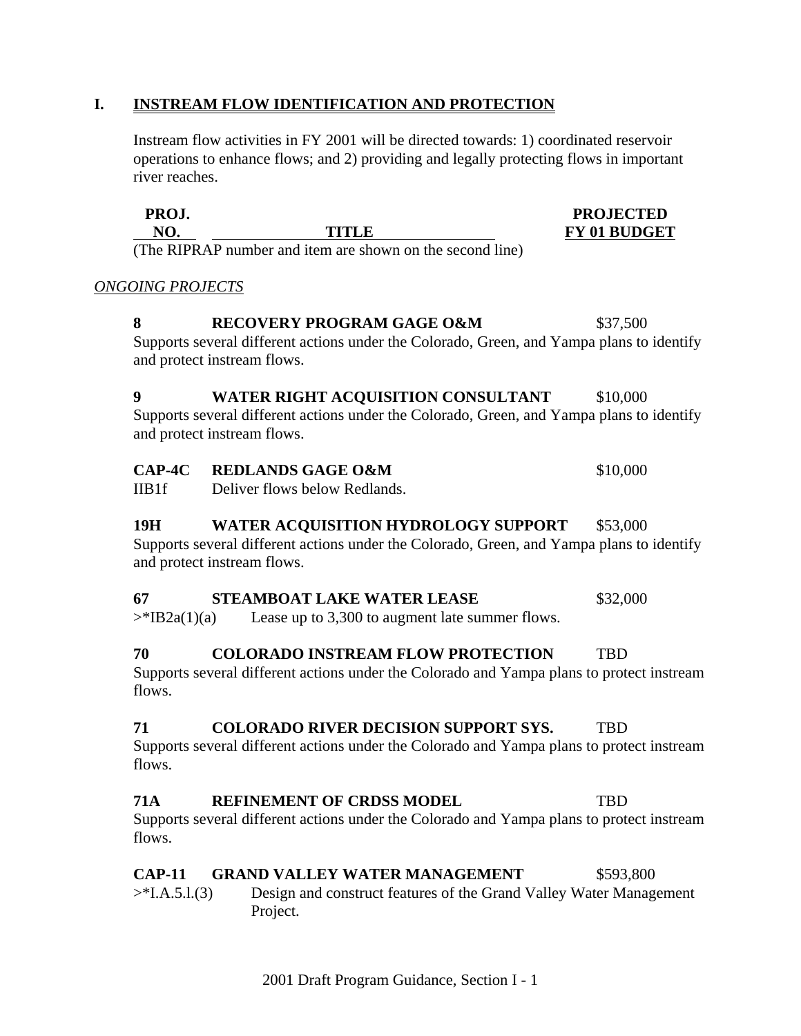## I. INSTREAM FLOW IDENTIFICATION AND PROTECTION

Instream flow activities in FY 2001 will be directed towards: 1) coordinated reservoir operations to enhance flows; and 2) providing and legally protecting flows in important river reaches.

| PROJ. NO. | TITLE | PROJECTED FY 01 BUDGET |
|---|---|---|

(The RIPRAP number and item are shown on the second line)

*ONGOING PROJECTS*

**8 RECOVERY PROGRAM GAGE O&M** $37,500
Supports several different actions under the Colorado, Green, and Yampa plans to identify and protect instream flows.

**9 WATER RIGHT ACQUISITION CONSULTANT** $10,000
Supports several different actions under the Colorado, Green, and Yampa plans to identify and protect instream flows.

**CAP-4C REDLANDS GAGE O&M** $10,000
IIB1f Deliver flows below Redlands.

**19H WATER ACQUISITION HYDROLOGY SUPPORT** $53,000
Supports several different actions under the Colorado, Green, and Yampa plans to identify and protect instream flows.

**67 STEAMBOAT LAKE WATER LEASE** $32,000
>*IB2a(1)(a) Lease up to 3,300 to augment late summer flows.

**70 COLORADO INSTREAM FLOW PROTECTION** TBD
Supports several different actions under the Colorado and Yampa plans to protect instream flows.

**71 COLORADO RIVER DECISION SUPPORT SYS.** TBD
Supports several different actions under the Colorado and Yampa plans to protect instream flows.

**71A REFINEMENT OF CRDSS MODEL** TBD
Supports several different actions under the Colorado and Yampa plans to protect instream flows.

**CAP-11 GRAND VALLEY WATER MANAGEMENT** $593,800
>*I.A.5.l.(3) Design and construct features of the Grand Valley Water Management Project.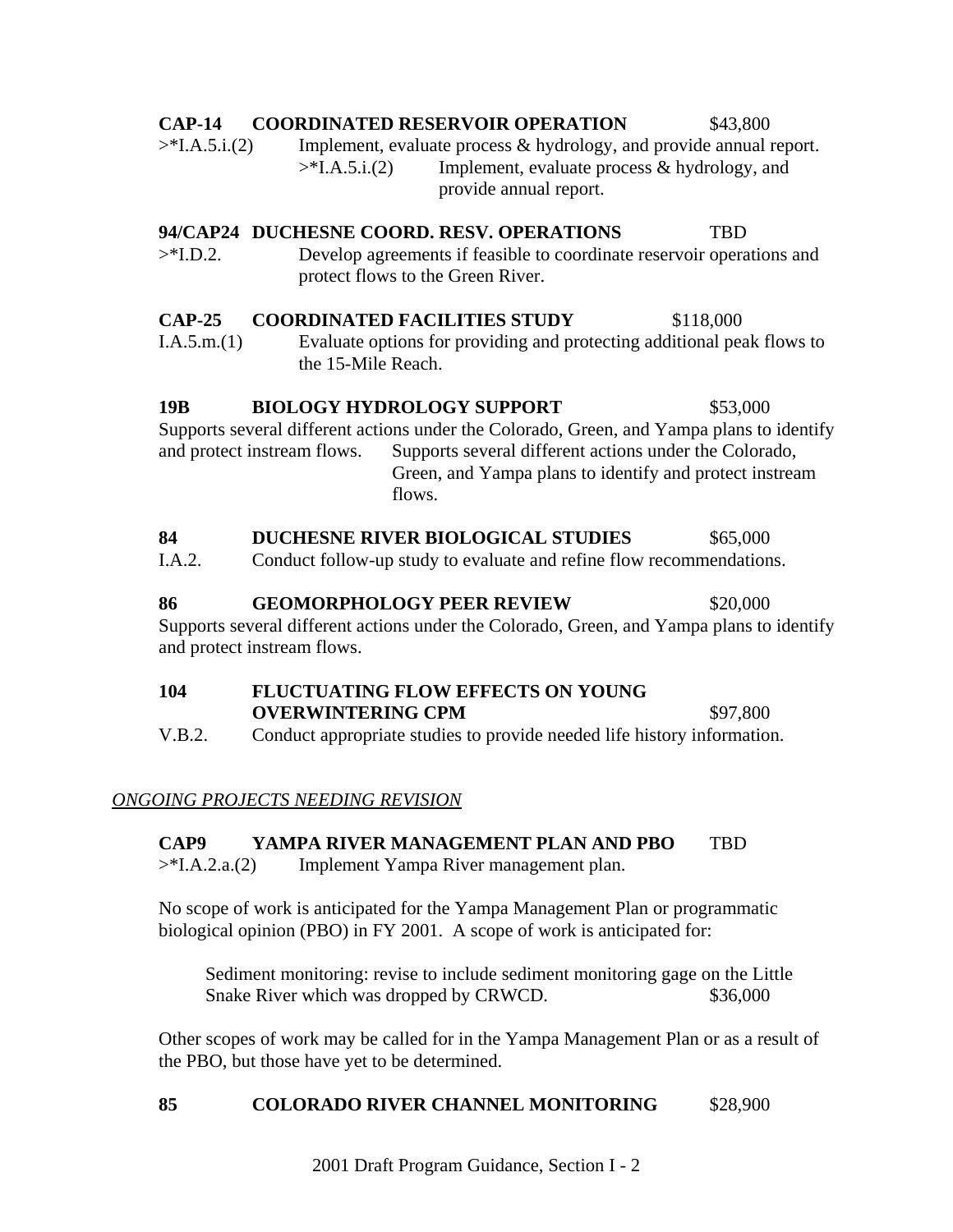**CAP-14 COORDINATED RESERVOIR OPERATION** $43,800

>*I.A.5.i.(2) Implement, evaluate process & hydrology, and provide annual report.

>*I.A.5.i.(2) Implement, evaluate process & hydrology, and provide annual report.

**94/CAP24 DUCHESNE COORD. RESV. OPERATIONS** TBD

>*I.D.2. Develop agreements if feasible to coordinate reservoir operations and protect flows to the Green River.

**CAP-25 COORDINATED FACILITIES STUDY** $118,000

I.A.5.m.(1) Evaluate options for providing and protecting additional peak flows to the 15-Mile Reach.

**19B BIOLOGY HYDROLOGY SUPPORT** $53,000

Supports several different actions under the Colorado, Green, and Yampa plans to identify and protect instream flows. Supports several different actions under the Colorado, Green, and Yampa plans to identify and protect instream flows.

**84 DUCHESNE RIVER BIOLOGICAL STUDIES** $65,000

I.A.2. Conduct follow-up study to evaluate and refine flow recommendations.

**86 GEOMORPHOLOGY PEER REVIEW** $20,000

Supports several different actions under the Colorado, Green, and Yampa plans to identify and protect instream flows.

**104 FLUCTUATING FLOW EFFECTS ON YOUNG OVERWINTERING CPM** $97,800

V.B.2. Conduct appropriate studies to provide needed life history information.

*ONGOING PROJECTS NEEDING REVISION*

**CAP9 YAMPA RIVER MANAGEMENT PLAN AND PBO** TBD

>*I.A.2.a.(2) Implement Yampa River management plan.

No scope of work is anticipated for the Yampa Management Plan or programmatic biological opinion (PBO) in FY 2001. A scope of work is anticipated for:

Sediment monitoring: revise to include sediment monitoring gage on the Little Snake River which was dropped by CRWCD. $36,000

Other scopes of work may be called for in the Yampa Management Plan or as a result of the PBO, but those have yet to be determined.

**85 COLORADO RIVER CHANNEL MONITORING** $28,900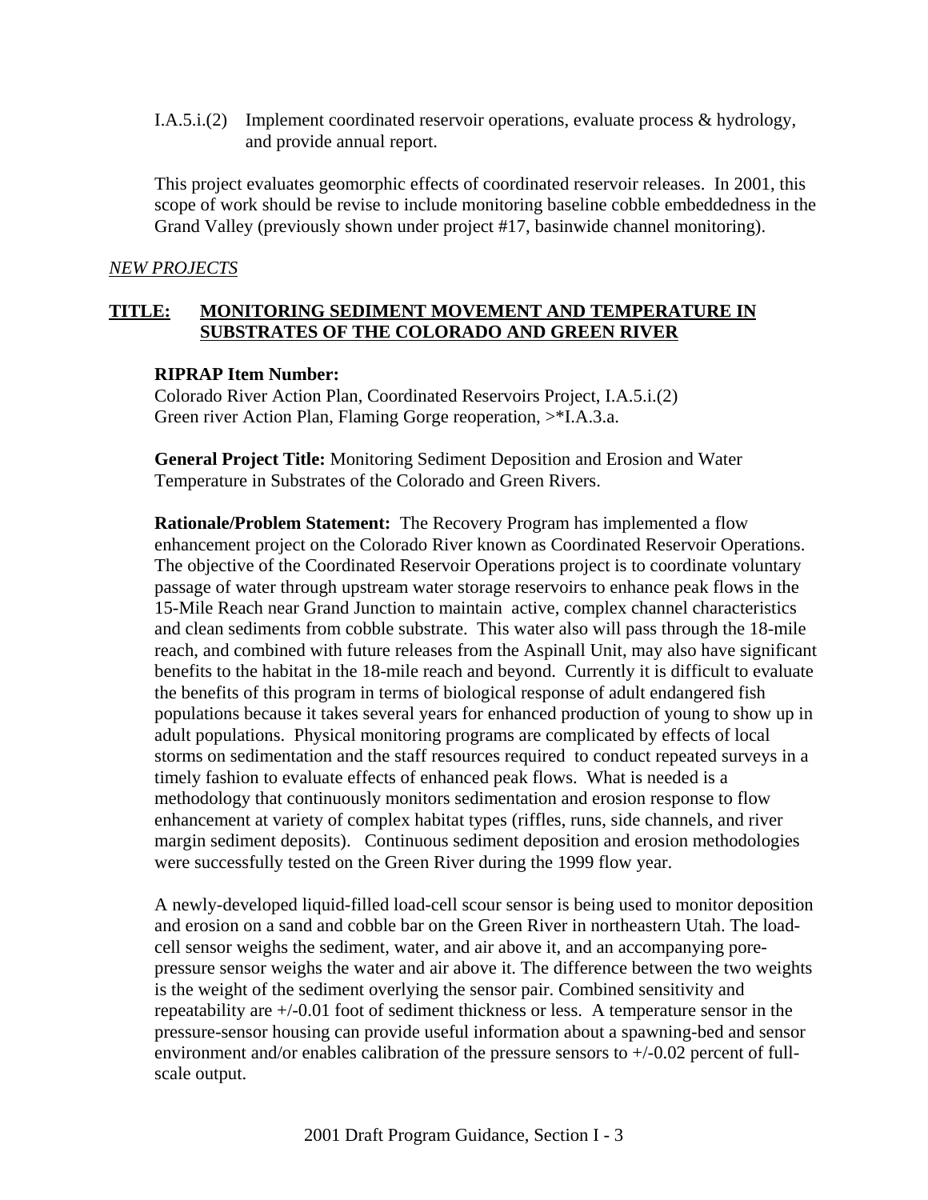I.A.5.i.(2) Implement coordinated reservoir operations, evaluate process & hydrology, and provide annual report.

This project evaluates geomorphic effects of coordinated reservoir releases. In 2001, this scope of work should be revise to include monitoring baseline cobble embeddedness in the Grand Valley (previously shown under project #17, basinwide channel monitoring).

*NEW PROJECTS*

**TITLE: MONITORING SEDIMENT MOVEMENT AND TEMPERATURE IN SUBSTRATES OF THE COLORADO AND GREEN RIVER**

**RIPRAP Item Number:**
Colorado River Action Plan, Coordinated Reservoirs Project, I.A.5.i.(2)
Green river Action Plan, Flaming Gorge reoperation, >*I.A.3.a.

**General Project Title:** Monitoring Sediment Deposition and Erosion and Water Temperature in Substrates of the Colorado and Green Rivers.

**Rationale/Problem Statement:** The Recovery Program has implemented a flow enhancement project on the Colorado River known as Coordinated Reservoir Operations. The objective of the Coordinated Reservoir Operations project is to coordinate voluntary passage of water through upstream water storage reservoirs to enhance peak flows in the 15-Mile Reach near Grand Junction to maintain active, complex channel characteristics and clean sediments from cobble substrate. This water also will pass through the 18-mile reach, and combined with future releases from the Aspinall Unit, may also have significant benefits to the habitat in the 18-mile reach and beyond. Currently it is difficult to evaluate the benefits of this program in terms of biological response of adult endangered fish populations because it takes several years for enhanced production of young to show up in adult populations. Physical monitoring programs are complicated by effects of local storms on sedimentation and the staff resources required to conduct repeated surveys in a timely fashion to evaluate effects of enhanced peak flows. What is needed is a methodology that continuously monitors sedimentation and erosion response to flow enhancement at variety of complex habitat types (riffles, runs, side channels, and river margin sediment deposits). Continuous sediment deposition and erosion methodologies were successfully tested on the Green River during the 1999 flow year.

A newly-developed liquid-filled load-cell scour sensor is being used to monitor deposition and erosion on a sand and cobble bar on the Green River in northeastern Utah. The load-cell sensor weighs the sediment, water, and air above it, and an accompanying pore-pressure sensor weighs the water and air above it. The difference between the two weights is the weight of the sediment overlying the sensor pair. Combined sensitivity and repeatability are +/-0.01 foot of sediment thickness or less. A temperature sensor in the pressure-sensor housing can provide useful information about a spawning-bed and sensor environment and/or enables calibration of the pressure sensors to +/-0.02 percent of full-scale output.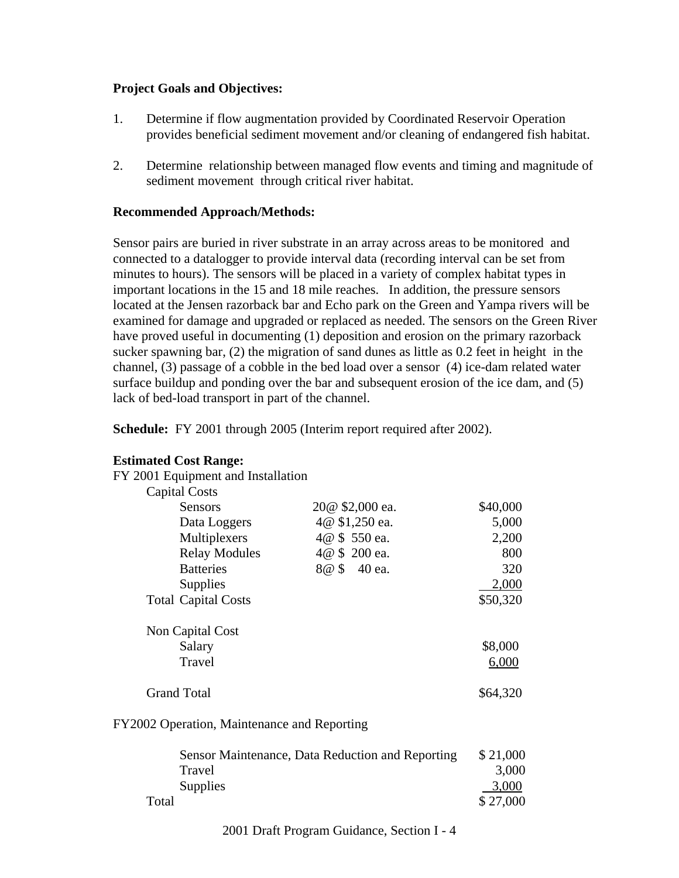**Project Goals and Objectives:**

1. Determine if flow augmentation provided by Coordinated Reservoir Operation provides beneficial sediment movement and/or cleaning of endangered fish habitat.

2. Determine relationship between managed flow events and timing and magnitude of sediment movement through critical river habitat.

**Recommended Approach/Methods:**

Sensor pairs are buried in river substrate in an array across areas to be monitored and connected to a datalogger to provide interval data (recording interval can be set from minutes to hours). The sensors will be placed in a variety of complex habitat types in important locations in the 15 and 18 mile reaches. In addition, the pressure sensors located at the Jensen razorback bar and Echo park on the Green and Yampa rivers will be examined for damage and upgraded or replaced as needed. The sensors on the Green River have proved useful in documenting (1) deposition and erosion on the primary razorback sucker spawning bar, (2) the migration of sand dunes as little as 0.2 feet in height in the channel, (3) passage of a cobble in the bed load over a sensor (4) ice-dam related water surface buildup and ponding over the bar and subsequent erosion of the ice dam, and (5) lack of bed-load transport in part of the channel.

**Schedule:** FY 2001 through 2005 (Interim report required after 2002).

**Estimated Cost Range:**

FY 2001 Equipment and Installation

| Item | Quantity | Cost |
|---|---|---|
| Capital Costs | | |
| Sensors | 20@ $2,000 ea. | $40,000 |
| Data Loggers | 4@ $1,250 ea. | 5,000 |
| Multiplexers | 4@ $ 550 ea. | 2,200 |
| Relay Modules | 4@ $ 200 ea. | 800 |
| Batteries | 8@ $ 40 ea. | 320 |
| Supplies | | 2,000 |
| Total Capital Costs | | $50,320 |
| | | |
| Non Capital Cost | | |
| Salary | | $8,000 |
| Travel | | 6,000 |
| | | |
| Grand Total | | $64,320 |

FY2002 Operation, Maintenance and Reporting

| Item | Cost |
|---|---|
| Sensor Maintenance, Data Reduction and Reporting | $ 21,000 |
| Travel | 3,000 |
| Supplies | 3,000 |
| Total | $ 27,000 |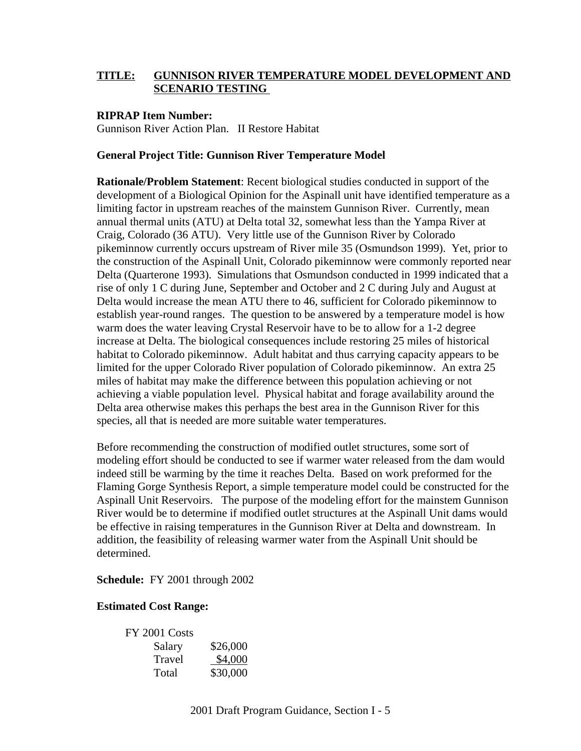**TITLE: GUNNISON RIVER TEMPERATURE MODEL DEVELOPMENT AND SCENARIO TESTING**

**RIPRAP Item Number:**
Gunnison River Action Plan. II Restore Habitat

**General Project Title: Gunnison River Temperature Model**

**Rationale/Problem Statement**: Recent biological studies conducted in support of the development of a Biological Opinion for the Aspinall unit have identified temperature as a limiting factor in upstream reaches of the mainstem Gunnison River. Currently, mean annual thermal units (ATU) at Delta total 32, somewhat less than the Yampa River at Craig, Colorado (36 ATU). Very little use of the Gunnison River by Colorado pikeminnow currently occurs upstream of River mile 35 (Osmundson 1999). Yet, prior to the construction of the Aspinall Unit, Colorado pikeminnow were commonly reported near Delta (Quarterone 1993). Simulations that Osmundson conducted in 1999 indicated that a rise of only 1 C during June, September and October and 2 C during July and August at Delta would increase the mean ATU there to 46, sufficient for Colorado pikeminnow to establish year-round ranges. The question to be answered by a temperature model is how warm does the water leaving Crystal Reservoir have to be to allow for a 1-2 degree increase at Delta. The biological consequences include restoring 25 miles of historical habitat to Colorado pikeminnow. Adult habitat and thus carrying capacity appears to be limited for the upper Colorado River population of Colorado pikeminnow. An extra 25 miles of habitat may make the difference between this population achieving or not achieving a viable population level. Physical habitat and forage availability around the Delta area otherwise makes this perhaps the best area in the Gunnison River for this species, all that is needed are more suitable water temperatures.

Before recommending the construction of modified outlet structures, some sort of modeling effort should be conducted to see if warmer water released from the dam would indeed still be warming by the time it reaches Delta. Based on work preformed for the Flaming Gorge Synthesis Report, a simple temperature model could be constructed for the Aspinall Unit Reservoirs. The purpose of the modeling effort for the mainstem Gunnison River would be to determine if modified outlet structures at the Aspinall Unit dams would be effective in raising temperatures in the Gunnison River at Delta and downstream. In addition, the feasibility of releasing warmer water from the Aspinall Unit should be determined.

**Schedule:** FY 2001 through 2002

**Estimated Cost Range:**

| FY 2001 Costs | |
|---|---|
| Salary | \$26,000 |
| Travel | \$4,000 |
| Total | \$30,000 |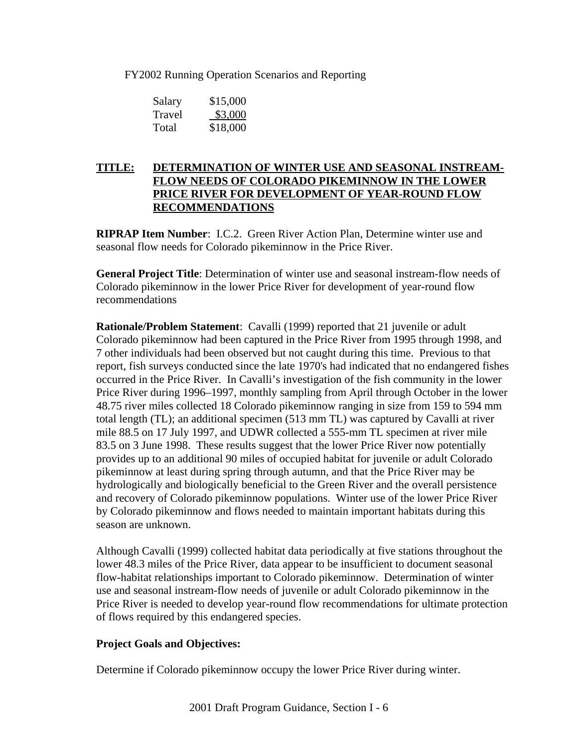FY2002 Running Operation Scenarios and Reporting

| Salary | $15,000 |
|---|---|
| Travel | $3,000 |
| Total | $18,000 |

**TITLE: DETERMINATION OF WINTER USE AND SEASONAL INSTREAM-FLOW NEEDS OF COLORADO PIKEMINNOW IN THE LOWER PRICE RIVER FOR DEVELOPMENT OF YEAR-ROUND FLOW RECOMMENDATIONS**

**RIPRAP Item Number**: I.C.2. Green River Action Plan, Determine winter use and seasonal flow needs for Colorado pikeminnow in the Price River.

**General Project Title**: Determination of winter use and seasonal instream-flow needs of Colorado pikeminnow in the lower Price River for development of year-round flow recommendations

**Rationale/Problem Statement**: Cavalli (1999) reported that 21 juvenile or adult Colorado pikeminnow had been captured in the Price River from 1995 through 1998, and 7 other individuals had been observed but not caught during this time. Previous to that report, fish surveys conducted since the late 1970's had indicated that no endangered fishes occurred in the Price River. In Cavalli's investigation of the fish community in the lower Price River during 1996–1997, monthly sampling from April through October in the lower 48.75 river miles collected 18 Colorado pikeminnow ranging in size from 159 to 594 mm total length (TL); an additional specimen (513 mm TL) was captured by Cavalli at river mile 88.5 on 17 July 1997, and UDWR collected a 555-mm TL specimen at river mile 83.5 on 3 June 1998. These results suggest that the lower Price River now potentially provides up to an additional 90 miles of occupied habitat for juvenile or adult Colorado pikeminnow at least during spring through autumn, and that the Price River may be hydrologically and biologically beneficial to the Green River and the overall persistence and recovery of Colorado pikeminnow populations. Winter use of the lower Price River by Colorado pikeminnow and flows needed to maintain important habitats during this season are unknown.

Although Cavalli (1999) collected habitat data periodically at five stations throughout the lower 48.3 miles of the Price River, data appear to be insufficient to document seasonal flow-habitat relationships important to Colorado pikeminnow. Determination of winter use and seasonal instream-flow needs of juvenile or adult Colorado pikeminnow in the Price River is needed to develop year-round flow recommendations for ultimate protection of flows required by this endangered species.

**Project Goals and Objectives:**

Determine if Colorado pikeminnow occupy the lower Price River during winter.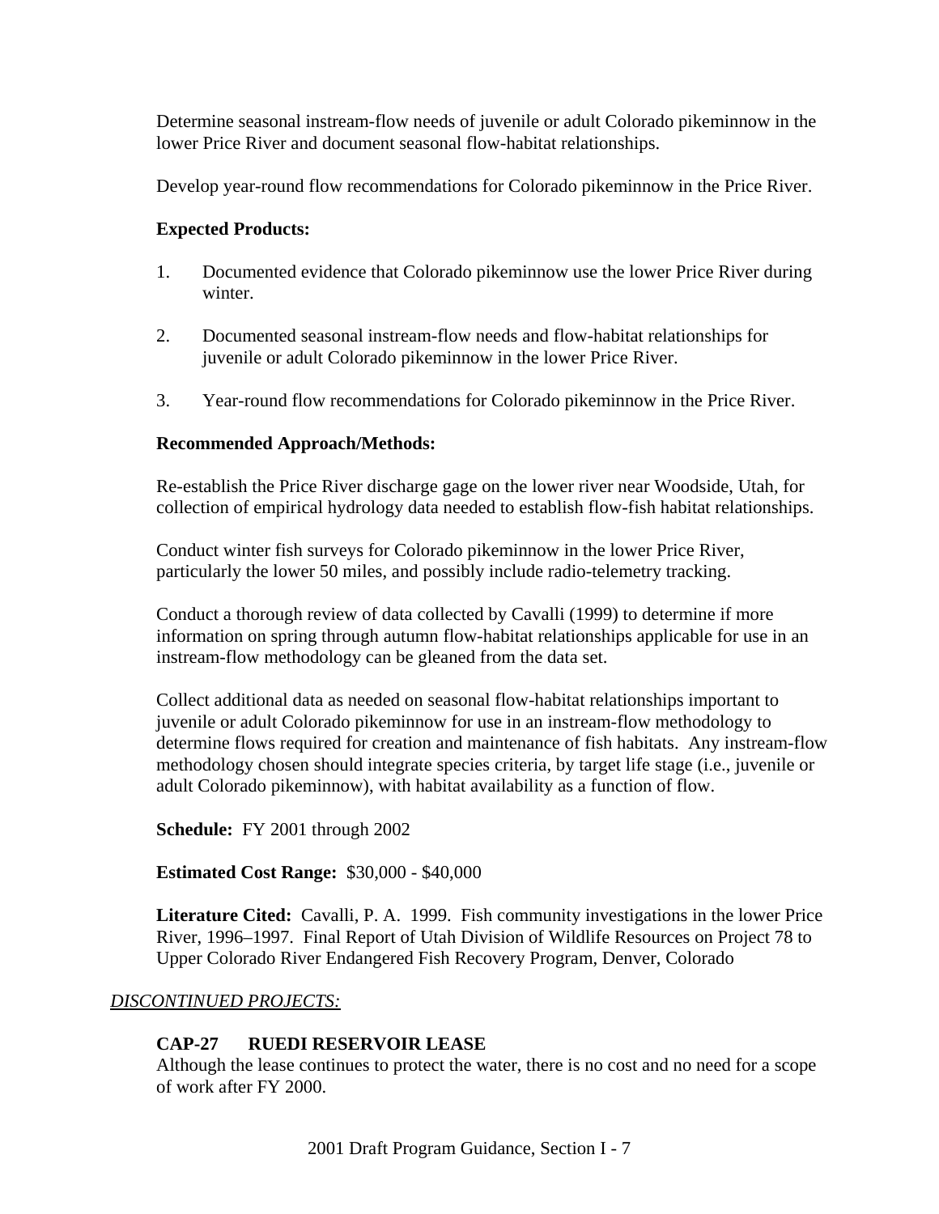Determine seasonal instream-flow needs of juvenile or adult Colorado pikeminnow in the lower Price River and document seasonal flow-habitat relationships.

Develop year-round flow recommendations for Colorado pikeminnow in the Price River.

**Expected Products:**

1. Documented evidence that Colorado pikeminnow use the lower Price River during winter.

2. Documented seasonal instream-flow needs and flow-habitat relationships for juvenile or adult Colorado pikeminnow in the lower Price River.

3. Year-round flow recommendations for Colorado pikeminnow in the Price River.

**Recommended Approach/Methods:**

Re-establish the Price River discharge gage on the lower river near Woodside, Utah, for collection of empirical hydrology data needed to establish flow-fish habitat relationships.

Conduct winter fish surveys for Colorado pikeminnow in the lower Price River, particularly the lower 50 miles, and possibly include radio-telemetry tracking.

Conduct a thorough review of data collected by Cavalli (1999) to determine if more information on spring through autumn flow-habitat relationships applicable for use in an instream-flow methodology can be gleaned from the data set.

Collect additional data as needed on seasonal flow-habitat relationships important to juvenile or adult Colorado pikeminnow for use in an instream-flow methodology to determine flows required for creation and maintenance of fish habitats. Any instream-flow methodology chosen should integrate species criteria, by target life stage (i.e., juvenile or adult Colorado pikeminnow), with habitat availability as a function of flow.

**Schedule:** FY 2001 through 2002

**Estimated Cost Range:** $30,000 - $40,000

**Literature Cited:** Cavalli, P. A. 1999. Fish community investigations in the lower Price River, 1996–1997. Final Report of Utah Division of Wildlife Resources on Project 78 to Upper Colorado River Endangered Fish Recovery Program, Denver, Colorado

*DISCONTINUED PROJECTS:*

**CAP-27 RUEDI RESERVOIR LEASE**

Although the lease continues to protect the water, there is no cost and no need for a scope of work after FY 2000.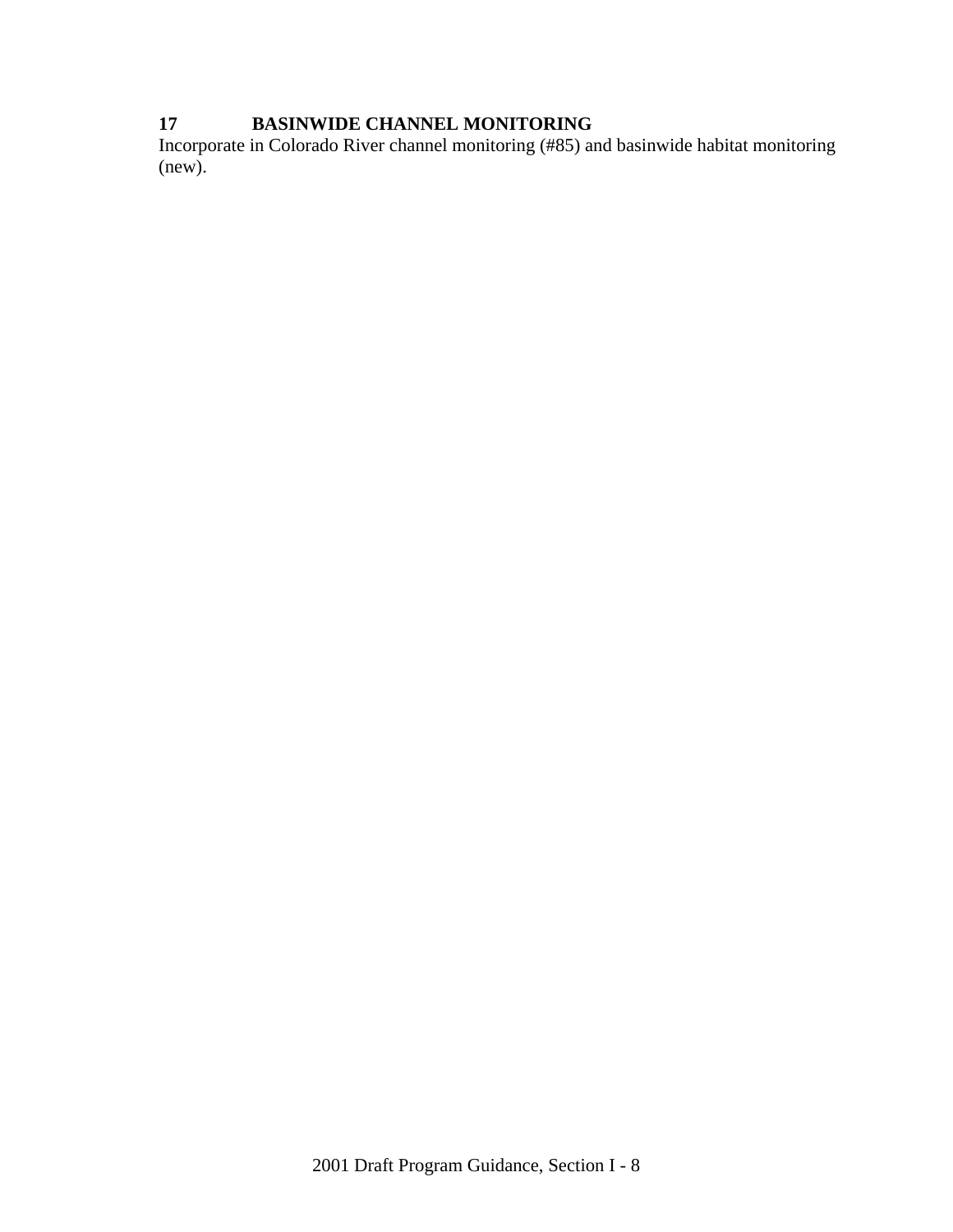**17 BASINWIDE CHANNEL MONITORING**

Incorporate in Colorado River channel monitoring (#85) and basinwide habitat monitoring (new).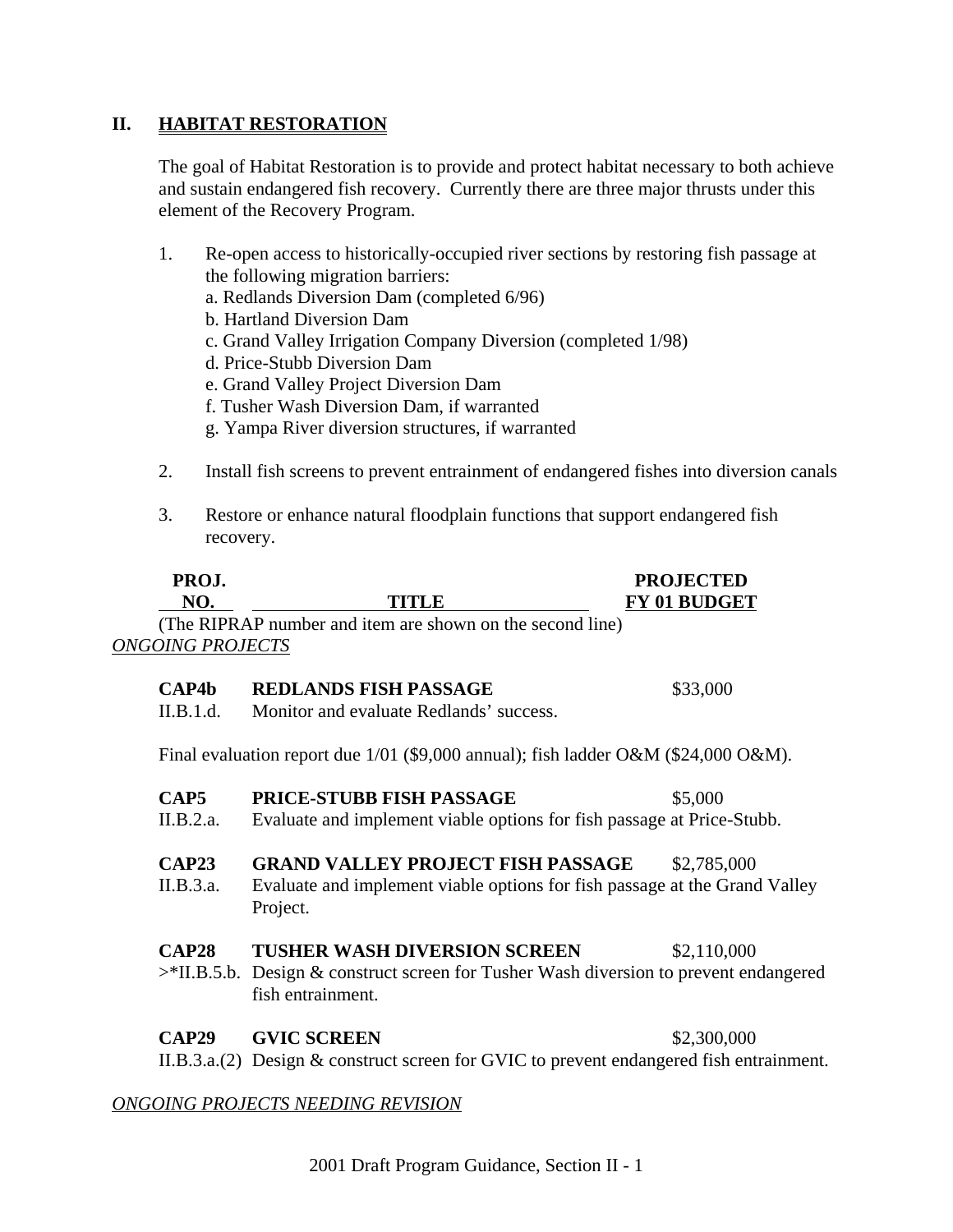## II. HABITAT RESTORATION

The goal of Habitat Restoration is to provide and protect habitat necessary to both achieve and sustain endangered fish recovery. Currently there are three major thrusts under this element of the Recovery Program.

1. Re-open access to historically-occupied river sections by restoring fish passage at the following migration barriers:
   a. Redlands Diversion Dam (completed 6/96)
   b. Hartland Diversion Dam
   c. Grand Valley Irrigation Company Diversion (completed 1/98)
   d. Price-Stubb Diversion Dam
   e. Grand Valley Project Diversion Dam
   f. Tusher Wash Diversion Dam, if warranted
   g. Yampa River diversion structures, if warranted

2. Install fish screens to prevent entrainment of endangered fishes into diversion canals

3. Restore or enhance natural floodplain functions that support endangered fish recovery.

| PROJ. NO. | TITLE | PROJECTED FY 01 BUDGET |
|---|---|---|

(The RIPRAP number and item are shown on the second line)

*ONGOING PROJECTS*

**CAP4b** **REDLANDS FISH PASSAGE** $33,000
II.B.1.d. Monitor and evaluate Redlands' success.

Final evaluation report due 1/01 ($9,000 annual); fish ladder O&M ($24,000 O&M).

**CAP5** **PRICE-STUBB FISH PASSAGE** $5,000
II.B.2.a. Evaluate and implement viable options for fish passage at Price-Stubb.

**CAP23** **GRAND VALLEY PROJECT FISH PASSAGE** $2,785,000
II.B.3.a. Evaluate and implement viable options for fish passage at the Grand Valley Project.

**CAP28** **TUSHER WASH DIVERSION SCREEN** $2,110,000
>*II.B.5.b. Design & construct screen for Tusher Wash diversion to prevent endangered fish entrainment.

**CAP29** **GVIC SCREEN** $2,300,000
II.B.3.a.(2) Design & construct screen for GVIC to prevent endangered fish entrainment.

*ONGOING PROJECTS NEEDING REVISION*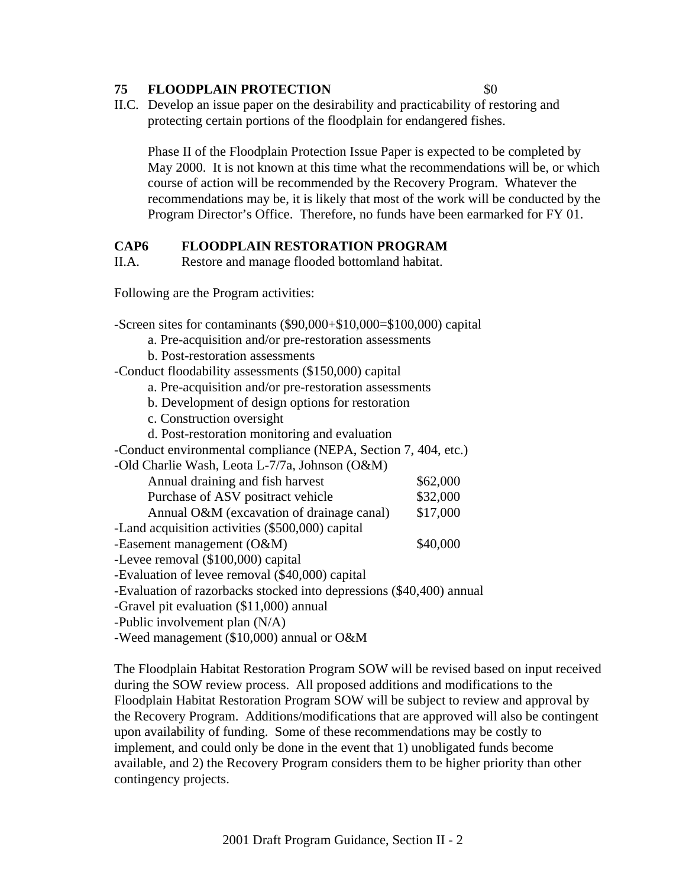**75 FLOODPLAIN PROTECTION** $0

II.C. Develop an issue paper on the desirability and practicability of restoring and protecting certain portions of the floodplain for endangered fishes.

Phase II of the Floodplain Protection Issue Paper is expected to be completed by May 2000. It is not known at this time what the recommendations will be, or which course of action will be recommended by the Recovery Program. Whatever the recommendations may be, it is likely that most of the work will be conducted by the Program Director's Office. Therefore, no funds have been earmarked for FY 01.

**CAP6 FLOODPLAIN RESTORATION PROGRAM**

II.A. Restore and manage flooded bottomland habitat.

Following are the Program activities:

-Screen sites for contaminants ($90,000+$10,000=$100,000) capital
- a. Pre-acquisition and/or pre-restoration assessments
- b. Post-restoration assessments

-Conduct floodability assessments ($150,000) capital
- a. Pre-acquisition and/or pre-restoration assessments
- b. Development of design options for restoration
- c. Construction oversight
- d. Post-restoration monitoring and evaluation

-Conduct environmental compliance (NEPA, Section 7, 404, etc.)

-Old Charlie Wash, Leota L-7/7a, Johnson (O&M)
- Annual draining and fish harvest $62,000
- Purchase of ASV positract vehicle $32,000
- Annual O&M (excavation of drainage canal) $17,000

-Land acquisition activities ($500,000) capital

-Easement management (O&M) $40,000

-Levee removal ($100,000) capital

-Evaluation of levee removal ($40,000) capital

-Evaluation of razorbacks stocked into depressions ($40,400) annual

-Gravel pit evaluation ($11,000) annual

-Public involvement plan (N/A)

-Weed management ($10,000) annual or O&M

The Floodplain Habitat Restoration Program SOW will be revised based on input received during the SOW review process. All proposed additions and modifications to the Floodplain Habitat Restoration Program SOW will be subject to review and approval by the Recovery Program. Additions/modifications that are approved will also be contingent upon availability of funding. Some of these recommendations may be costly to implement, and could only be done in the event that 1) unobligated funds become available, and 2) the Recovery Program considers them to be higher priority than other contingency projects.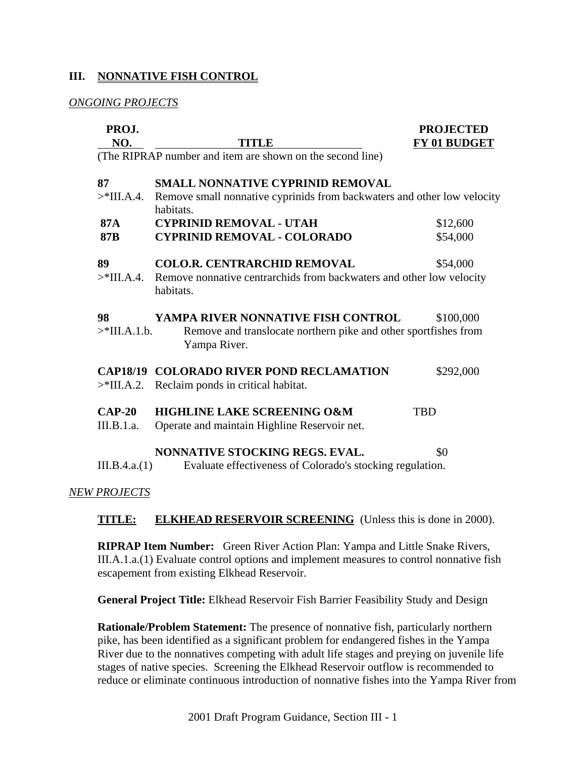## III. NONNATIVE FISH CONTROL

*ONGOING PROJECTS*

| PROJ. NO. | TITLE | PROJECTED FY 01 BUDGET |
|---|---|---|
| | (The RIPRAP number and item are shown on the second line) | |
| **87** | **SMALL NONNATIVE CYPRINID REMOVAL** | |
| >*III.A.4. | Remove small nonnative cyprinids from backwaters and other low velocity habitats. | |
| **87A** | **CYPRINID REMOVAL - UTAH** | $12,600 |
| **87B** | **CYPRINID REMOVAL - COLORADO** | $54,000 |
| **89** | **COLO.R. CENTRARCHID REMOVAL** | $54,000 |
| >*III.A.4. | Remove nonnative centrarchids from backwaters and other low velocity habitats. | |
| **98** | **YAMPA RIVER NONNATIVE FISH CONTROL** | $100,000 |
| >*III.A.1.b. | Remove and translocate northern pike and other sportfishes from Yampa River. | |
| **CAP18/19** | **COLORADO RIVER POND RECLAMATION** | $292,000 |
| >*III.A.2. | Reclaim ponds in critical habitat. | |
| **CAP-20** | **HIGHLINE LAKE SCREENING O&M** | TBD |
| III.B.1.a. | Operate and maintain Highline Reservoir net. | |
| | **NONNATIVE STOCKING REGS. EVAL.** | $0 |
| III.B.4.a.(1) | Evaluate effectiveness of Colorado's stocking regulation. | |

*NEW PROJECTS*

**TITLE:** **ELKHEAD RESERVOIR SCREENING** (Unless this is done in 2000).

**RIPRAP Item Number:** Green River Action Plan: Yampa and Little Snake Rivers, III.A.1.a.(1) Evaluate control options and implement measures to control nonnative fish escapement from existing Elkhead Reservoir.

**General Project Title:** Elkhead Reservoir Fish Barrier Feasibility Study and Design

**Rationale/Problem Statement:** The presence of nonnative fish, particularly northern pike, has been identified as a significant problem for endangered fishes in the Yampa River due to the nonnatives competing with adult life stages and preying on juvenile life stages of native species. Screening the Elkhead Reservoir outflow is recommended to reduce or eliminate continuous introduction of nonnative fishes into the Yampa River from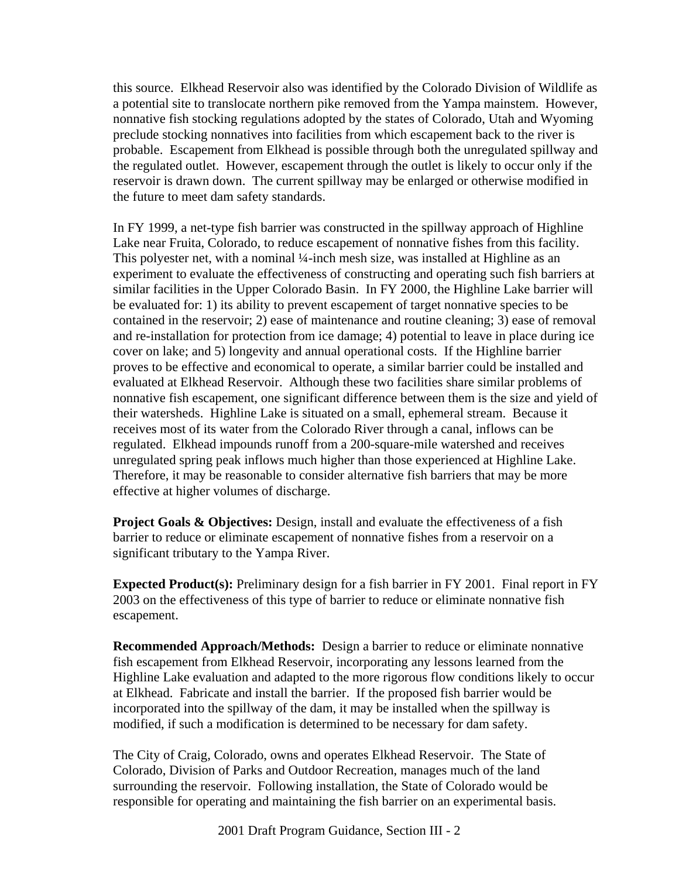this source. Elkhead Reservoir also was identified by the Colorado Division of Wildlife as a potential site to translocate northern pike removed from the Yampa mainstem. However, nonnative fish stocking regulations adopted by the states of Colorado, Utah and Wyoming preclude stocking nonnatives into facilities from which escapement back to the river is probable. Escapement from Elkhead is possible through both the unregulated spillway and the regulated outlet. However, escapement through the outlet is likely to occur only if the reservoir is drawn down. The current spillway may be enlarged or otherwise modified in the future to meet dam safety standards.

In FY 1999, a net-type fish barrier was constructed in the spillway approach of Highline Lake near Fruita, Colorado, to reduce escapement of nonnative fishes from this facility. This polyester net, with a nominal ¼-inch mesh size, was installed at Highline as an experiment to evaluate the effectiveness of constructing and operating such fish barriers at similar facilities in the Upper Colorado Basin. In FY 2000, the Highline Lake barrier will be evaluated for: 1) its ability to prevent escapement of target nonnative species to be contained in the reservoir; 2) ease of maintenance and routine cleaning; 3) ease of removal and re-installation for protection from ice damage; 4) potential to leave in place during ice cover on lake; and 5) longevity and annual operational costs. If the Highline barrier proves to be effective and economical to operate, a similar barrier could be installed and evaluated at Elkhead Reservoir. Although these two facilities share similar problems of nonnative fish escapement, one significant difference between them is the size and yield of their watersheds. Highline Lake is situated on a small, ephemeral stream. Because it receives most of its water from the Colorado River through a canal, inflows can be regulated. Elkhead impounds runoff from a 200-square-mile watershed and receives unregulated spring peak inflows much higher than those experienced at Highline Lake. Therefore, it may be reasonable to consider alternative fish barriers that may be more effective at higher volumes of discharge.

**Project Goals & Objectives:** Design, install and evaluate the effectiveness of a fish barrier to reduce or eliminate escapement of nonnative fishes from a reservoir on a significant tributary to the Yampa River.

**Expected Product(s):** Preliminary design for a fish barrier in FY 2001. Final report in FY 2003 on the effectiveness of this type of barrier to reduce or eliminate nonnative fish escapement.

**Recommended Approach/Methods:** Design a barrier to reduce or eliminate nonnative fish escapement from Elkhead Reservoir, incorporating any lessons learned from the Highline Lake evaluation and adapted to the more rigorous flow conditions likely to occur at Elkhead. Fabricate and install the barrier. If the proposed fish barrier would be incorporated into the spillway of the dam, it may be installed when the spillway is modified, if such a modification is determined to be necessary for dam safety.

The City of Craig, Colorado, owns and operates Elkhead Reservoir. The State of Colorado, Division of Parks and Outdoor Recreation, manages much of the land surrounding the reservoir. Following installation, the State of Colorado would be responsible for operating and maintaining the fish barrier on an experimental basis.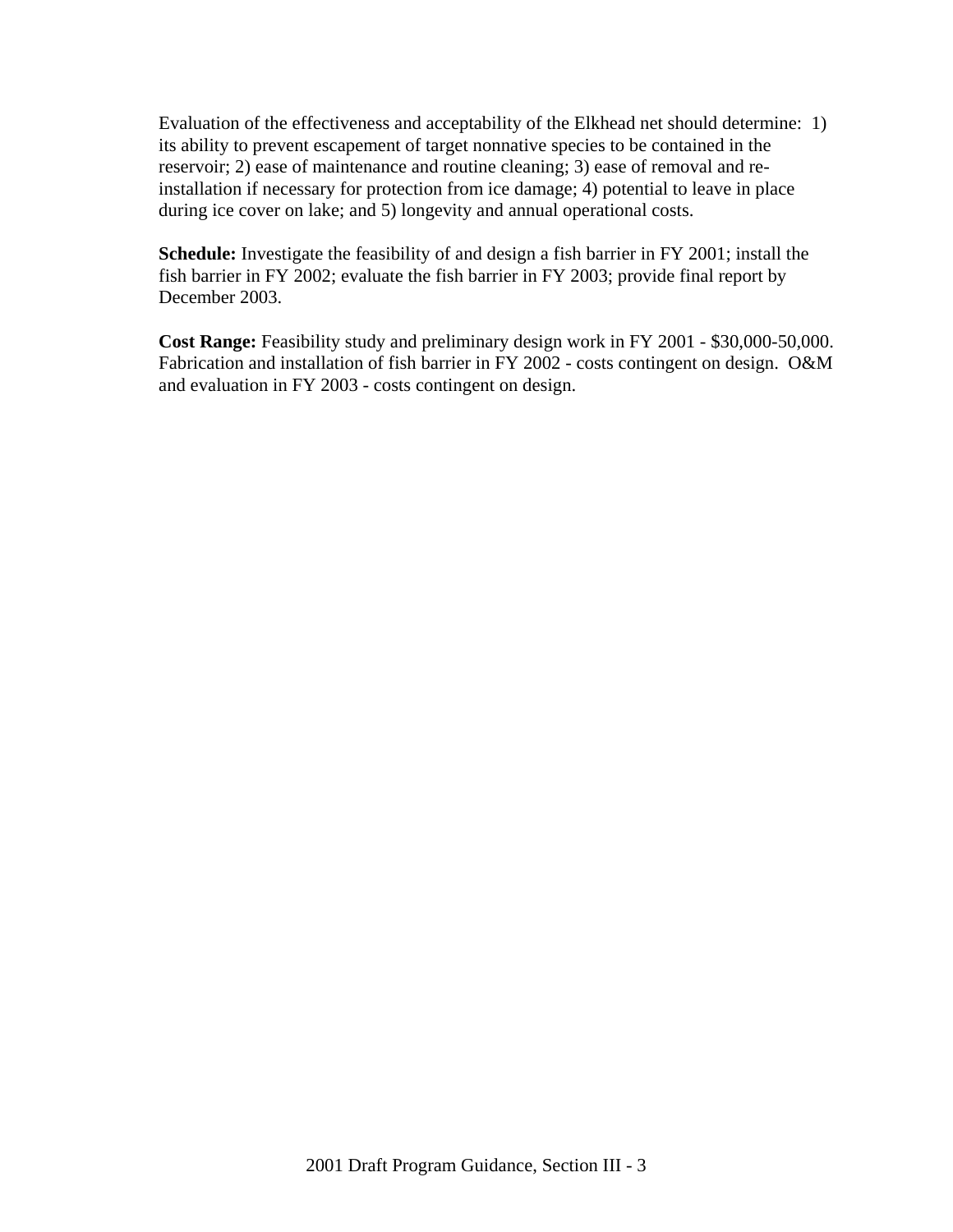Evaluation of the effectiveness and acceptability of the Elkhead net should determine: 1) its ability to prevent escapement of target nonnative species to be contained in the reservoir; 2) ease of maintenance and routine cleaning; 3) ease of removal and re-installation if necessary for protection from ice damage; 4) potential to leave in place during ice cover on lake; and 5) longevity and annual operational costs.

**Schedule:** Investigate the feasibility of and design a fish barrier in FY 2001; install the fish barrier in FY 2002; evaluate the fish barrier in FY 2003; provide final report by December 2003.

**Cost Range:** Feasibility study and preliminary design work in FY 2001 - $30,000-50,000. Fabrication and installation of fish barrier in FY 2002 - costs contingent on design. O&M and evaluation in FY 2003 - costs contingent on design.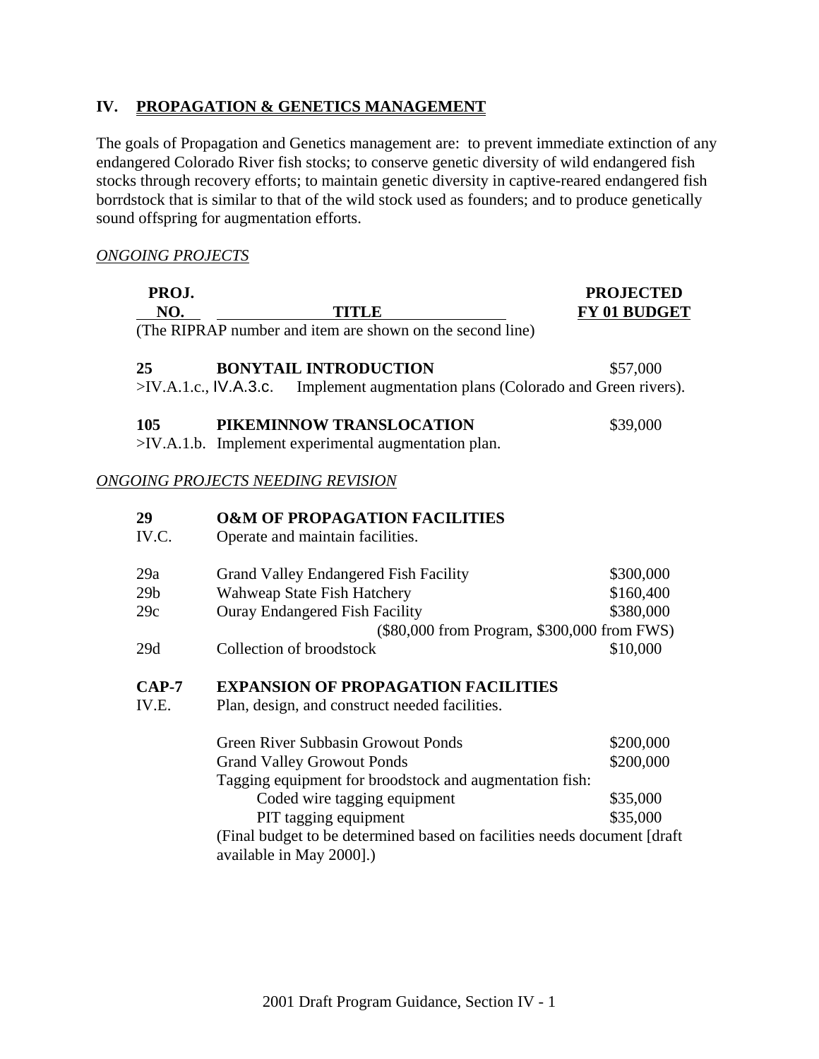## IV. PROPAGATION & GENETICS MANAGEMENT

The goals of Propagation and Genetics management are: to prevent immediate extinction of any endangered Colorado River fish stocks; to conserve genetic diversity of wild endangered fish stocks through recovery efforts; to maintain genetic diversity in captive-reared endangered fish borrdstock that is similar to that of the wild stock used as founders; and to produce genetically sound offspring for augmentation efforts.

*ONGOING PROJECTS*

| PROJ. NO. | TITLE | PROJECTED FY 01 BUDGET |
|---|---|---|
| | (The RIPRAP number and item are shown on the second line) | |
| **25** | **BONYTAIL INTRODUCTION** | $57,000 |
| >IV.A.1.c., IV.A.3.c. | Implement augmentation plans (Colorado and Green rivers). | |
| **105** | **PIKEMINNOW TRANSLOCATION** | $39,000 |
| >IV.A.1.b. | Implement experimental augmentation plan. | |

*ONGOING PROJECTS NEEDING REVISION*

| PROJ. NO. | TITLE | PROJECTED FY 01 BUDGET |
|---|---|---|
| **29** | **O&M OF PROPAGATION FACILITIES** | |
| IV.C. | Operate and maintain facilities. | |
| 29a | Grand Valley Endangered Fish Facility | $300,000 |
| 29b | Wahweap State Fish Hatchery | $160,400 |
| 29c | Ouray Endangered Fish Facility | $380,000 |
| | ($80,000 from Program, $300,000 from FWS) | |
| 29d | Collection of broodstock | $10,000 |
| **CAP-7** | **EXPANSION OF PROPAGATION FACILITIES** | |
| IV.E. | Plan, design, and construct needed facilities. | |
| | Green River Subbasin Growout Ponds | $200,000 |
| | Grand Valley Growout Ponds | $200,000 |
| | Tagging equipment for broodstock and augmentation fish: | |
| | Coded wire tagging equipment | $35,000 |
| | PIT tagging equipment | $35,000 |
| | (Final budget to be determined based on facilities needs document [draft available in May 2000].) | |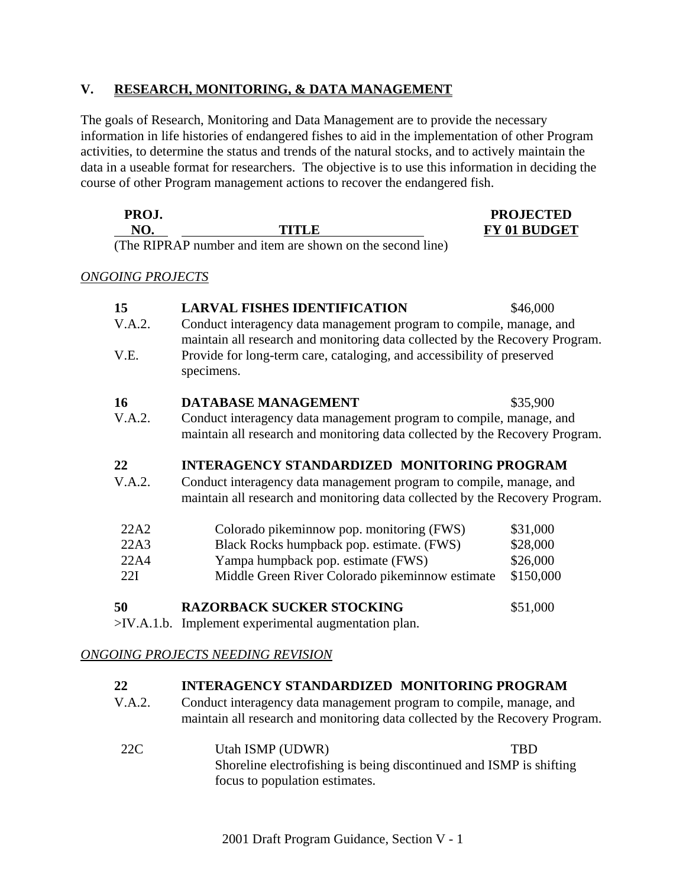## V. RESEARCH, MONITORING, & DATA MANAGEMENT

The goals of Research, Monitoring and Data Management are to provide the necessary information in life histories of endangered fishes to aid in the implementation of other Program activities, to determine the status and trends of the natural stocks, and to actively maintain the data in a useable format for researchers. The objective is to use this information in deciding the course of other Program management actions to recover the endangered fish.

| PROJ. NO. | TITLE | PROJECTED FY 01 BUDGET |
|---|---|---|

(The RIPRAP number and item are shown on the second line)

*ONGOING PROJECTS*

**15** **LARVAL FISHES IDENTIFICATION** $46,000

V.A.2. Conduct interagency data management program to compile, manage, and maintain all research and monitoring data collected by the Recovery Program.

V.E. Provide for long-term care, cataloging, and accessibility of preserved specimens.

**16** **DATABASE MANAGEMENT** $35,900

V.A.2. Conduct interagency data management program to compile, manage, and maintain all research and monitoring data collected by the Recovery Program.

**22** **INTERAGENCY STANDARDIZED MONITORING PROGRAM**

V.A.2. Conduct interagency data management program to compile, manage, and maintain all research and monitoring data collected by the Recovery Program.

| | | |
|---|---|---|
| 22A2 | Colorado pikeminnow pop. monitoring (FWS) | $31,000 |
| 22A3 | Black Rocks humpback pop. estimate. (FWS) | $28,000 |
| 22A4 | Yampa humpback pop. estimate (FWS) | $26,000 |
| 22I | Middle Green River Colorado pikeminnow estimate | $150,000 |

**50** **RAZORBACK SUCKER STOCKING** $51,000

>IV.A.1.b. Implement experimental augmentation plan.

*ONGOING PROJECTS NEEDING REVISION*

**22** **INTERAGENCY STANDARDIZED MONITORING PROGRAM**

V.A.2. Conduct interagency data management program to compile, manage, and maintain all research and monitoring data collected by the Recovery Program.

22C Utah ISMP (UDWR) TBD

Shoreline electrofishing is being discontinued and ISMP is shifting focus to population estimates.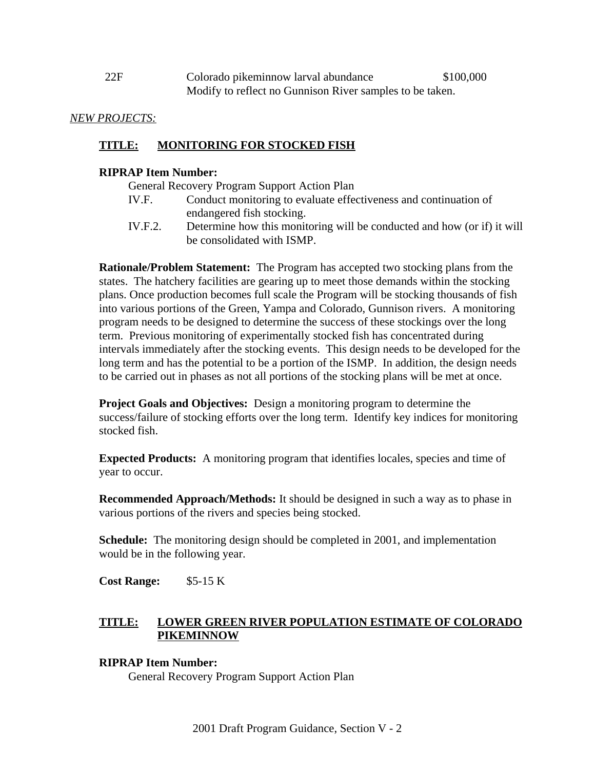| 22F | Colorado pikeminnow larval abundance | $100,000 |
| --- | --- | --- |
| | Modify to reflect no Gunnison River samples to be taken. | |

*NEW PROJECTS:*

**TITLE: MONITORING FOR STOCKED FISH**

**RIPRAP Item Number:**

General Recovery Program Support Action Plan

- IV.F. Conduct monitoring to evaluate effectiveness and continuation of endangered fish stocking.
- IV.F.2. Determine how this monitoring will be conducted and how (or if) it will be consolidated with ISMP.

**Rationale/Problem Statement:** The Program has accepted two stocking plans from the states. The hatchery facilities are gearing up to meet those demands within the stocking plans. Once production becomes full scale the Program will be stocking thousands of fish into various portions of the Green, Yampa and Colorado, Gunnison rivers. A monitoring program needs to be designed to determine the success of these stockings over the long term. Previous monitoring of experimentally stocked fish has concentrated during intervals immediately after the stocking events. This design needs to be developed for the long term and has the potential to be a portion of the ISMP. In addition, the design needs to be carried out in phases as not all portions of the stocking plans will be met at once.

**Project Goals and Objectives:** Design a monitoring program to determine the success/failure of stocking efforts over the long term. Identify key indices for monitoring stocked fish.

**Expected Products:** A monitoring program that identifies locales, species and time of year to occur.

**Recommended Approach/Methods:** It should be designed in such a way as to phase in various portions of the rivers and species being stocked.

**Schedule:** The monitoring design should be completed in 2001, and implementation would be in the following year.

**Cost Range:** $5-15 K

**TITLE: LOWER GREEN RIVER POPULATION ESTIMATE OF COLORADO PIKEMINNOW**

**RIPRAP Item Number:**

General Recovery Program Support Action Plan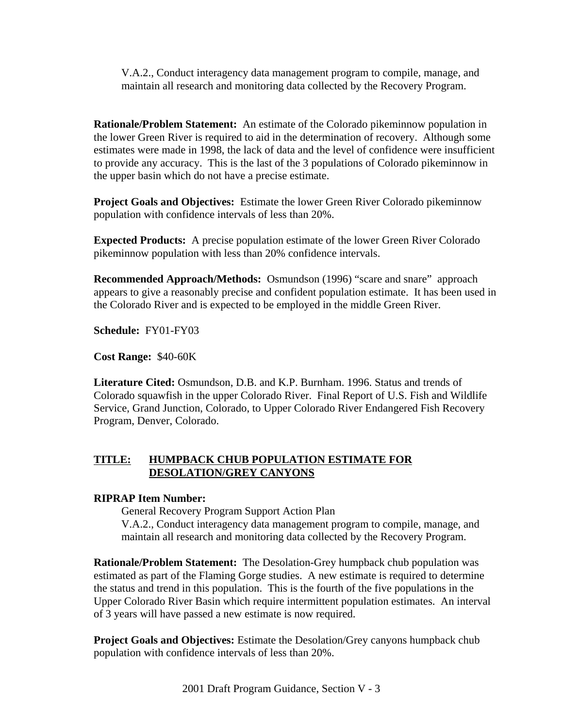V.A.2., Conduct interagency data management program to compile, manage, and maintain all research and monitoring data collected by the Recovery Program.

**Rationale/Problem Statement:** An estimate of the Colorado pikeminnow population in the lower Green River is required to aid in the determination of recovery. Although some estimates were made in 1998, the lack of data and the level of confidence were insufficient to provide any accuracy. This is the last of the 3 populations of Colorado pikeminnow in the upper basin which do not have a precise estimate.

**Project Goals and Objectives:** Estimate the lower Green River Colorado pikeminnow population with confidence intervals of less than 20%.

**Expected Products:** A precise population estimate of the lower Green River Colorado pikeminnow population with less than 20% confidence intervals.

**Recommended Approach/Methods:** Osmundson (1996) "scare and snare" approach appears to give a reasonably precise and confident population estimate. It has been used in the Colorado River and is expected to be employed in the middle Green River.

**Schedule:** FY01-FY03

**Cost Range:** $40-60K

**Literature Cited:** Osmundson, D.B. and K.P. Burnham. 1996. Status and trends of Colorado squawfish in the upper Colorado River. Final Report of U.S. Fish and Wildlife Service, Grand Junction, Colorado, to Upper Colorado River Endangered Fish Recovery Program, Denver, Colorado.

## TITLE: HUMPBACK CHUB POPULATION ESTIMATE FOR DESOLATION/GREY CANYONS

**RIPRAP Item Number:**

General Recovery Program Support Action Plan
V.A.2., Conduct interagency data management program to compile, manage, and maintain all research and monitoring data collected by the Recovery Program.

**Rationale/Problem Statement:** The Desolation-Grey humpback chub population was estimated as part of the Flaming Gorge studies. A new estimate is required to determine the status and trend in this population. This is the fourth of the five populations in the Upper Colorado River Basin which require intermittent population estimates. An interval of 3 years will have passed a new estimate is now required.

**Project Goals and Objectives:** Estimate the Desolation/Grey canyons humpback chub population with confidence intervals of less than 20%.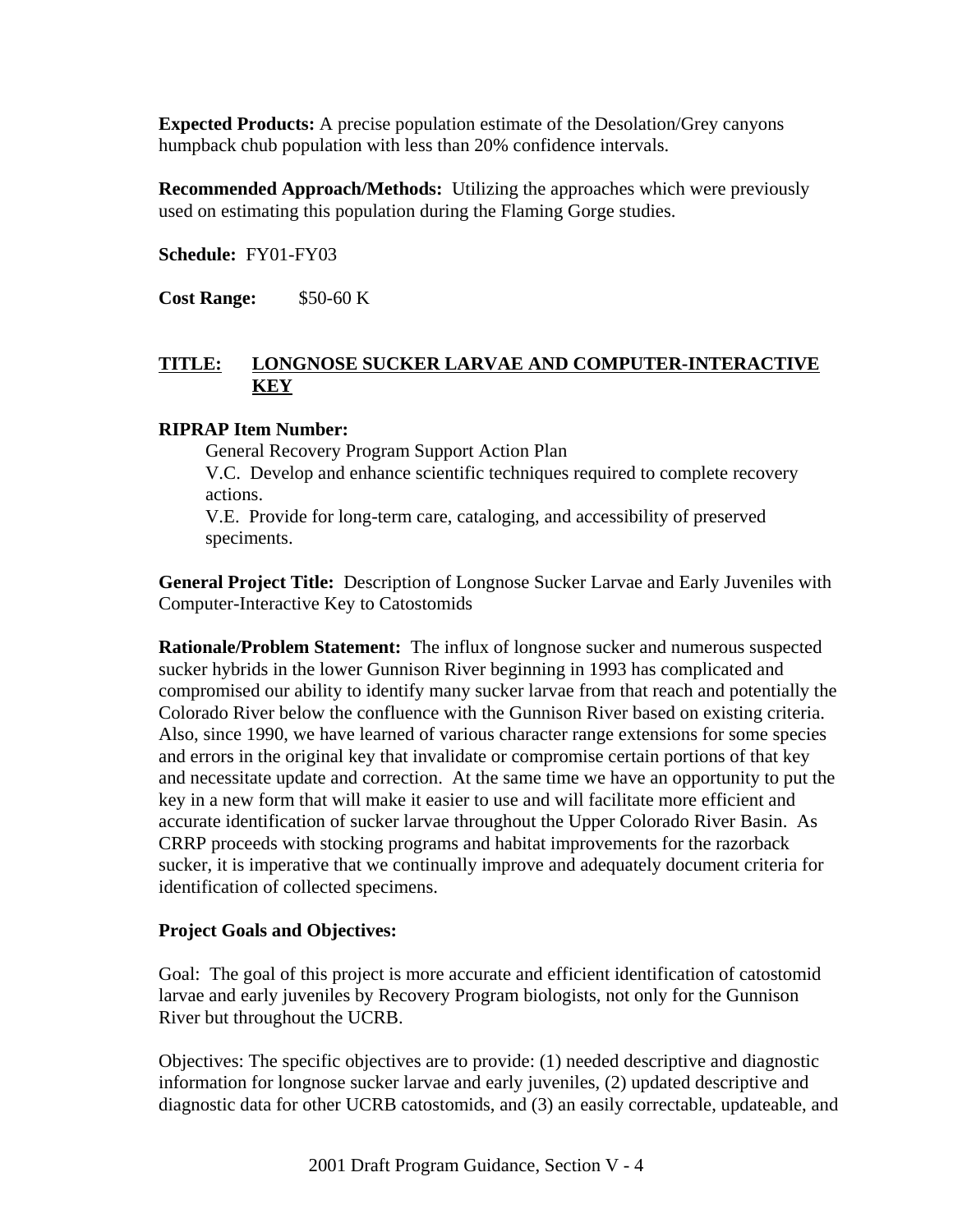**Expected Products:** A precise population estimate of the Desolation/Grey canyons humpback chub population with less than 20% confidence intervals.

**Recommended Approach/Methods:** Utilizing the approaches which were previously used on estimating this population during the Flaming Gorge studies.

**Schedule:** FY01-FY03

**Cost Range:** $50-60 K

## TITLE: LONGNOSE SUCKER LARVAE AND COMPUTER-INTERACTIVE KEY

**RIPRAP Item Number:**

General Recovery Program Support Action Plan

V.C. Develop and enhance scientific techniques required to complete recovery actions.

V.E. Provide for long-term care, cataloging, and accessibility of preserved speciments.

**General Project Title:** Description of Longnose Sucker Larvae and Early Juveniles with Computer-Interactive Key to Catostomids

**Rationale/Problem Statement:** The influx of longnose sucker and numerous suspected sucker hybrids in the lower Gunnison River beginning in 1993 has complicated and compromised our ability to identify many sucker larvae from that reach and potentially the Colorado River below the confluence with the Gunnison River based on existing criteria. Also, since 1990, we have learned of various character range extensions for some species and errors in the original key that invalidate or compromise certain portions of that key and necessitate update and correction. At the same time we have an opportunity to put the key in a new form that will make it easier to use and will facilitate more efficient and accurate identification of sucker larvae throughout the Upper Colorado River Basin. As CRRP proceeds with stocking programs and habitat improvements for the razorback sucker, it is imperative that we continually improve and adequately document criteria for identification of collected specimens.

**Project Goals and Objectives:**

Goal: The goal of this project is more accurate and efficient identification of catostomid larvae and early juveniles by Recovery Program biologists, not only for the Gunnison River but throughout the UCRB.

Objectives: The specific objectives are to provide: (1) needed descriptive and diagnostic information for longnose sucker larvae and early juveniles, (2) updated descriptive and diagnostic data for other UCRB catostomids, and (3) an easily correctable, updateable, and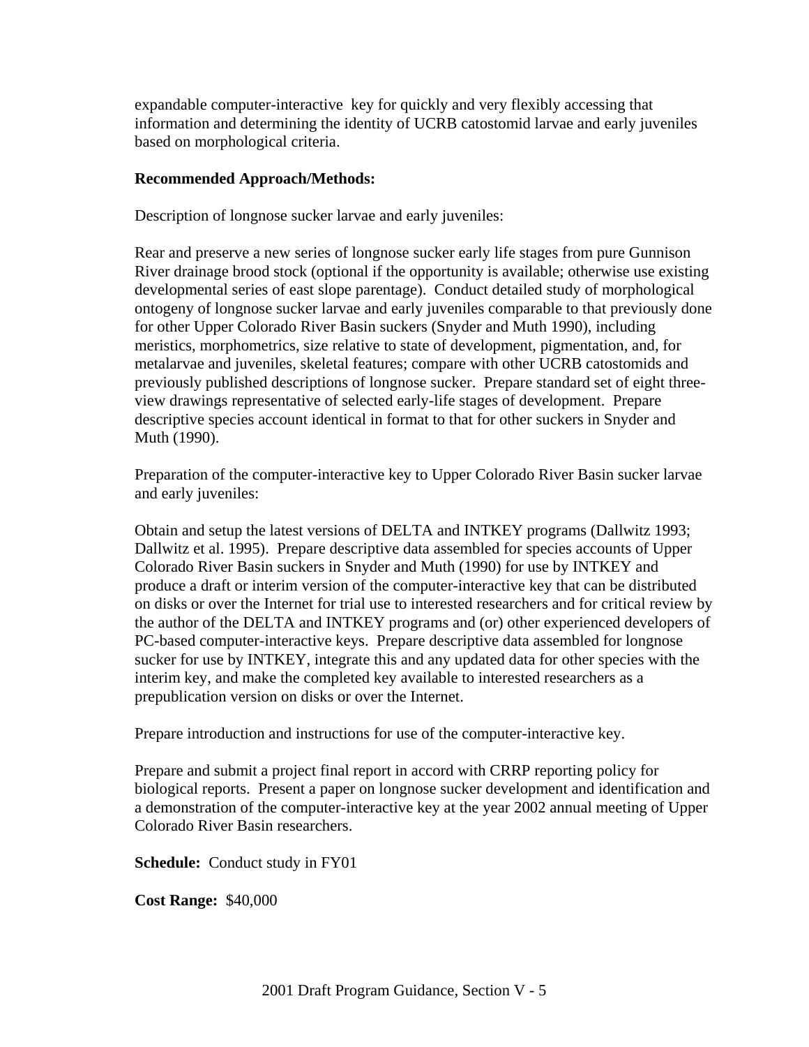expandable computer-interactive key for quickly and very flexibly accessing that information and determining the identity of UCRB catostomid larvae and early juveniles based on morphological criteria.

**Recommended Approach/Methods:**

Description of longnose sucker larvae and early juveniles:

Rear and preserve a new series of longnose sucker early life stages from pure Gunnison River drainage brood stock (optional if the opportunity is available; otherwise use existing developmental series of east slope parentage). Conduct detailed study of morphological ontogeny of longnose sucker larvae and early juveniles comparable to that previously done for other Upper Colorado River Basin suckers (Snyder and Muth 1990), including meristics, morphometrics, size relative to state of development, pigmentation, and, for metalarvae and juveniles, skeletal features; compare with other UCRB catostomids and previously published descriptions of longnose sucker. Prepare standard set of eight three-view drawings representative of selected early-life stages of development. Prepare descriptive species account identical in format to that for other suckers in Snyder and Muth (1990).

Preparation of the computer-interactive key to Upper Colorado River Basin sucker larvae and early juveniles:

Obtain and setup the latest versions of DELTA and INTKEY programs (Dallwitz 1993; Dallwitz et al. 1995). Prepare descriptive data assembled for species accounts of Upper Colorado River Basin suckers in Snyder and Muth (1990) for use by INTKEY and produce a draft or interim version of the computer-interactive key that can be distributed on disks or over the Internet for trial use to interested researchers and for critical review by the author of the DELTA and INTKEY programs and (or) other experienced developers of PC-based computer-interactive keys. Prepare descriptive data assembled for longnose sucker for use by INTKEY, integrate this and any updated data for other species with the interim key, and make the completed key available to interested researchers as a prepublication version on disks or over the Internet.

Prepare introduction and instructions for use of the computer-interactive key.

Prepare and submit a project final report in accord with CRRP reporting policy for biological reports. Present a paper on longnose sucker development and identification and a demonstration of the computer-interactive key at the year 2002 annual meeting of Upper Colorado River Basin researchers.

**Schedule:** Conduct study in FY01

**Cost Range:** $40,000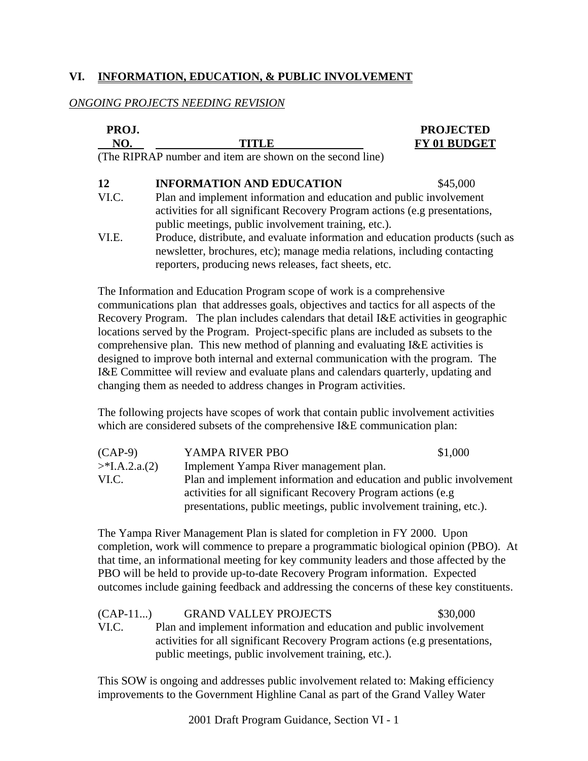## VI. INFORMATION, EDUCATION, & PUBLIC INVOLVEMENT

*ONGOING PROJECTS NEEDING REVISION*

| PROJ. NO. | TITLE | PROJECTED FY 01 BUDGET |
|---|---|---|

(The RIPRAP number and item are shown on the second line)

**12** **INFORMATION AND EDUCATION** $45,000

VI.C. Plan and implement information and education and public involvement activities for all significant Recovery Program actions (e.g presentations, public meetings, public involvement training, etc.).

VI.E. Produce, distribute, and evaluate information and education products (such as newsletter, brochures, etc); manage media relations, including contacting reporters, producing news releases, fact sheets, etc.

The Information and Education Program scope of work is a comprehensive communications plan that addresses goals, objectives and tactics for all aspects of the Recovery Program. The plan includes calendars that detail I&E activities in geographic locations served by the Program. Project-specific plans are included as subsets to the comprehensive plan. This new method of planning and evaluating I&E activities is designed to improve both internal and external communication with the program. The I&E Committee will review and evaluate plans and calendars quarterly, updating and changing them as needed to address changes in Program activities.

The following projects have scopes of work that contain public involvement activities which are considered subsets of the comprehensive I&E communication plan:

(CAP-9) YAMPA RIVER PBO $1,000

>*I.A.2.a.(2) Implement Yampa River management plan.

VI.C. Plan and implement information and education and public involvement activities for all significant Recovery Program actions (e.g presentations, public meetings, public involvement training, etc.).

The Yampa River Management Plan is slated for completion in FY 2000. Upon completion, work will commence to prepare a programmatic biological opinion (PBO). At that time, an informational meeting for key community leaders and those affected by the PBO will be held to provide up-to-date Recovery Program information. Expected outcomes include gaining feedback and addressing the concerns of these key constituents.

(CAP-11...) GRAND VALLEY PROJECTS $30,000

VI.C. Plan and implement information and education and public involvement activities for all significant Recovery Program actions (e.g presentations, public meetings, public involvement training, etc.).

This SOW is ongoing and addresses public involvement related to: Making efficiency improvements to the Government Highline Canal as part of the Grand Valley Water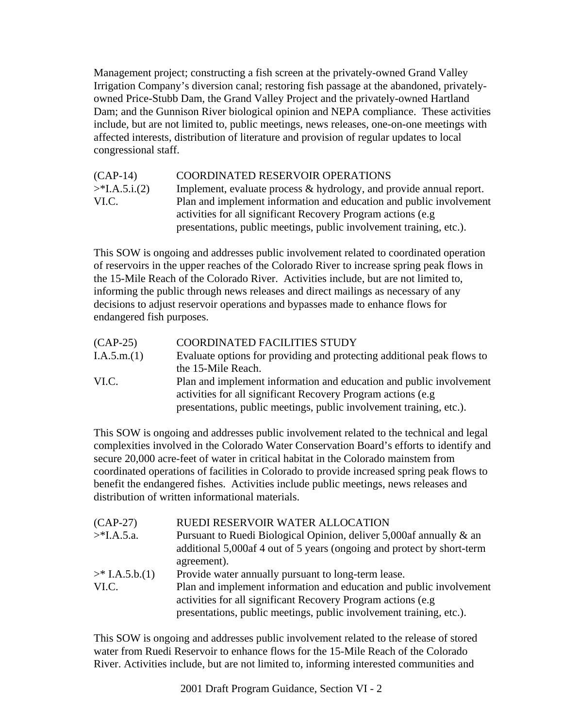Management project; constructing a fish screen at the privately-owned Grand Valley Irrigation Company's diversion canal; restoring fish passage at the abandoned, privately-owned Price-Stubb Dam, the Grand Valley Project and the privately-owned Hartland Dam; and the Gunnison River biological opinion and NEPA compliance. These activities include, but are not limited to, public meetings, news releases, one-on-one meetings with affected interests, distribution of literature and provision of regular updates to local congressional staff.

| (CAP-14) | COORDINATED RESERVOIR OPERATIONS |
|---|---|
| >*I.A.5.i.(2) | Implement, evaluate process & hydrology, and provide annual report. |
| VI.C. | Plan and implement information and education and public involvement activities for all significant Recovery Program actions (e.g presentations, public meetings, public involvement training, etc.). |

This SOW is ongoing and addresses public involvement related to coordinated operation of reservoirs in the upper reaches of the Colorado River to increase spring peak flows in the 15-Mile Reach of the Colorado River. Activities include, but are not limited to, informing the public through news releases and direct mailings as necessary of any decisions to adjust reservoir operations and bypasses made to enhance flows for endangered fish purposes.

| (CAP-25) | COORDINATED FACILITIES STUDY |
|---|---|
| I.A.5.m.(1) | Evaluate options for providing and protecting additional peak flows to the 15-Mile Reach. |
| VI.C. | Plan and implement information and education and public involvement activities for all significant Recovery Program actions (e.g presentations, public meetings, public involvement training, etc.). |

This SOW is ongoing and addresses public involvement related to the technical and legal complexities involved in the Colorado Water Conservation Board's efforts to identify and secure 20,000 acre-feet of water in critical habitat in the Colorado mainstem from coordinated operations of facilities in Colorado to provide increased spring peak flows to benefit the endangered fishes. Activities include public meetings, news releases and distribution of written informational materials.

| (CAP-27) | RUEDI RESERVOIR WATER ALLOCATION |
|---|---|
| >*I.A.5.a. | Pursuant to Ruedi Biological Opinion, deliver 5,000af annually & an additional 5,000af 4 out of 5 years (ongoing and protect by short-term agreement). |
| >* I.A.5.b.(1) | Provide water annually pursuant to long-term lease. |
| VI.C. | Plan and implement information and education and public involvement activities for all significant Recovery Program actions (e.g presentations, public meetings, public involvement training, etc.). |

This SOW is ongoing and addresses public involvement related to the release of stored water from Ruedi Reservoir to enhance flows for the 15-Mile Reach of the Colorado River. Activities include, but are not limited to, informing interested communities and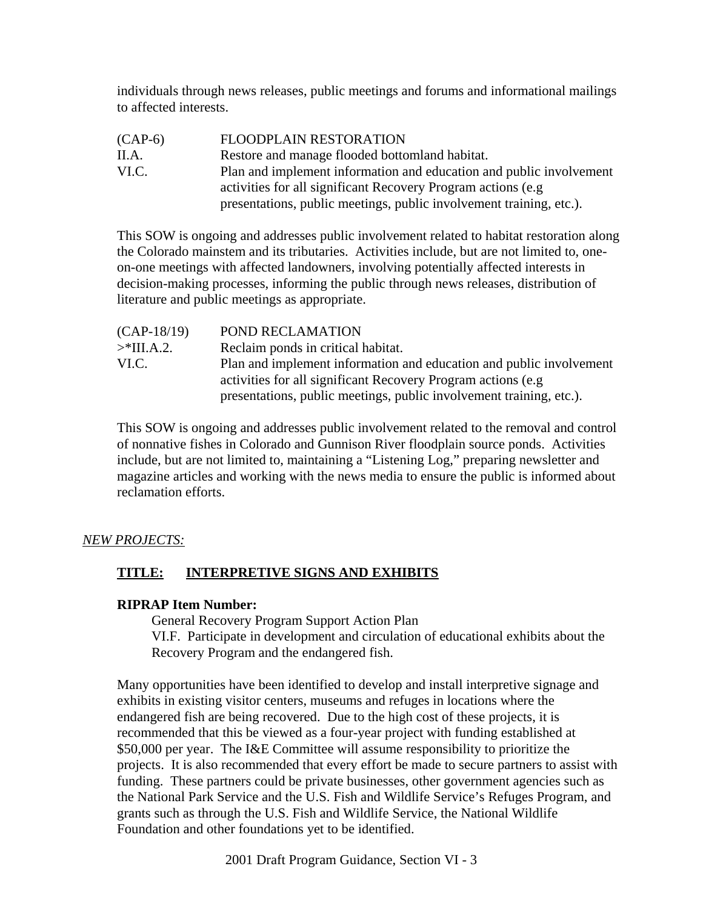individuals through news releases, public meetings and forums and informational mailings to affected interests.

(CAP-6) FLOODPLAIN RESTORATION
II.A. Restore and manage flooded bottomland habitat.
VI.C. Plan and implement information and education and public involvement activities for all significant Recovery Program actions (e.g presentations, public meetings, public involvement training, etc.).

This SOW is ongoing and addresses public involvement related to habitat restoration along the Colorado mainstem and its tributaries. Activities include, but are not limited to, one-on-one meetings with affected landowners, involving potentially affected interests in decision-making processes, informing the public through news releases, distribution of literature and public meetings as appropriate.

(CAP-18/19) POND RECLAMATION
>*III.A.2. Reclaim ponds in critical habitat.
VI.C. Plan and implement information and education and public involvement activities for all significant Recovery Program actions (e.g presentations, public meetings, public involvement training, etc.).

This SOW is ongoing and addresses public involvement related to the removal and control of nonnative fishes in Colorado and Gunnison River floodplain source ponds. Activities include, but are not limited to, maintaining a "Listening Log," preparing newsletter and magazine articles and working with the news media to ensure the public is informed about reclamation efforts.

*NEW PROJECTS:*

**TITLE: INTERPRETIVE SIGNS AND EXHIBITS**

**RIPRAP Item Number:**

General Recovery Program Support Action Plan
VI.F. Participate in development and circulation of educational exhibits about the Recovery Program and the endangered fish.

Many opportunities have been identified to develop and install interpretive signage and exhibits in existing visitor centers, museums and refuges in locations where the endangered fish are being recovered. Due to the high cost of these projects, it is recommended that this be viewed as a four-year project with funding established at $50,000 per year. The I&E Committee will assume responsibility to prioritize the projects. It is also recommended that every effort be made to secure partners to assist with funding. These partners could be private businesses, other government agencies such as the National Park Service and the U.S. Fish and Wildlife Service's Refuges Program, and grants such as through the U.S. Fish and Wildlife Service, the National Wildlife Foundation and other foundations yet to be identified.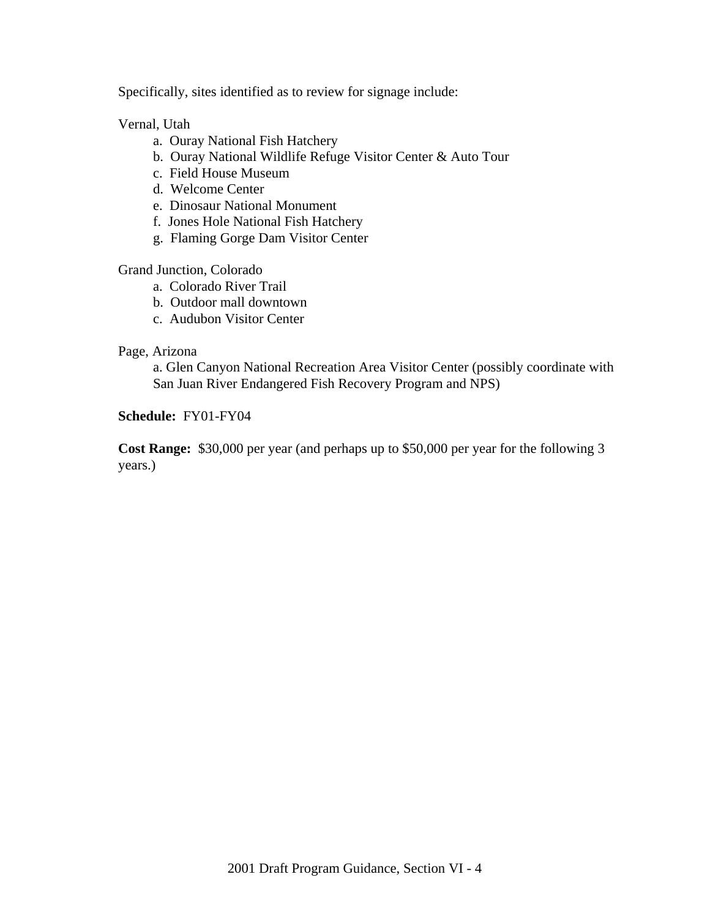Specifically, sites identified as to review for signage include:

Vernal, Utah

- a. Ouray National Fish Hatchery
- b. Ouray National Wildlife Refuge Visitor Center & Auto Tour
- c. Field House Museum
- d. Welcome Center
- e. Dinosaur National Monument
- f. Jones Hole National Fish Hatchery
- g. Flaming Gorge Dam Visitor Center

Grand Junction, Colorado

- a. Colorado River Trail
- b. Outdoor mall downtown
- c. Audubon Visitor Center

Page, Arizona

- a. Glen Canyon National Recreation Area Visitor Center (possibly coordinate with San Juan River Endangered Fish Recovery Program and NPS)

**Schedule:** FY01-FY04

**Cost Range:** $30,000 per year (and perhaps up to $50,000 per year for the following 3 years.)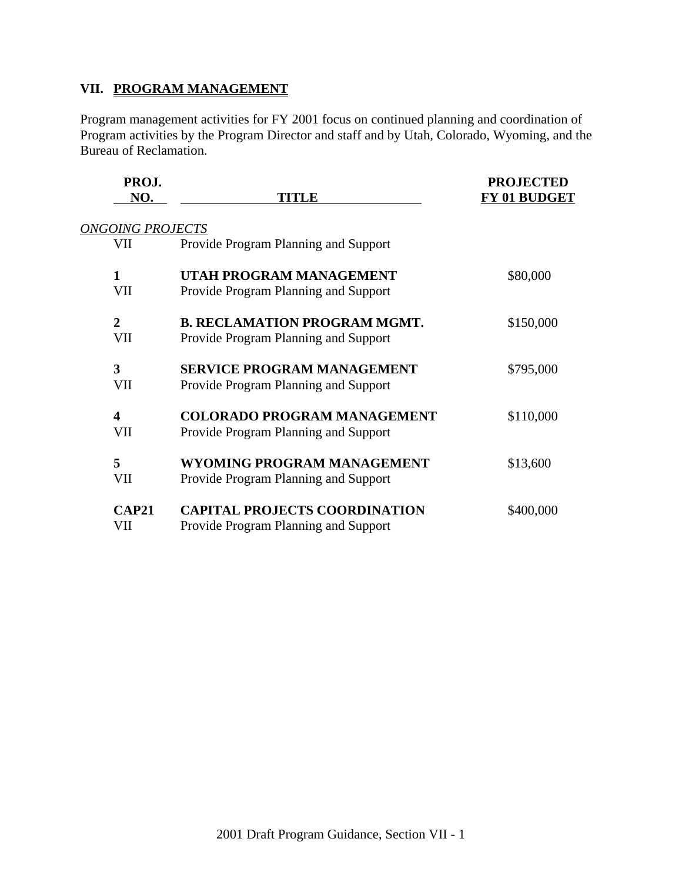## VII. PROGRAM MANAGEMENT

Program management activities for FY 2001 focus on continued planning and coordination of Program activities by the Program Director and staff and by Utah, Colorado, Wyoming, and the Bureau of Reclamation.

| PROJ. NO. | TITLE | PROJECTED FY 01 BUDGET |
|---|---|---|
| *ONGOING PROJECTS* | | |
| VII | Provide Program Planning and Support | |
| **1** | **UTAH PROGRAM MANAGEMENT** | $80,000 |
| VII | Provide Program Planning and Support | |
| **2** | **B. RECLAMATION PROGRAM MGMT.** | $150,000 |
| VII | Provide Program Planning and Support | |
| **3** | **SERVICE PROGRAM MANAGEMENT** | $795,000 |
| VII | Provide Program Planning and Support | |
| **4** | **COLORADO PROGRAM MANAGEMENT** | $110,000 |
| VII | Provide Program Planning and Support | |
| **5** | **WYOMING PROGRAM MANAGEMENT** | $13,600 |
| VII | Provide Program Planning and Support | |
| **CAP21** | **CAPITAL PROJECTS COORDINATION** | $400,000 |
| VII | Provide Program Planning and Support | |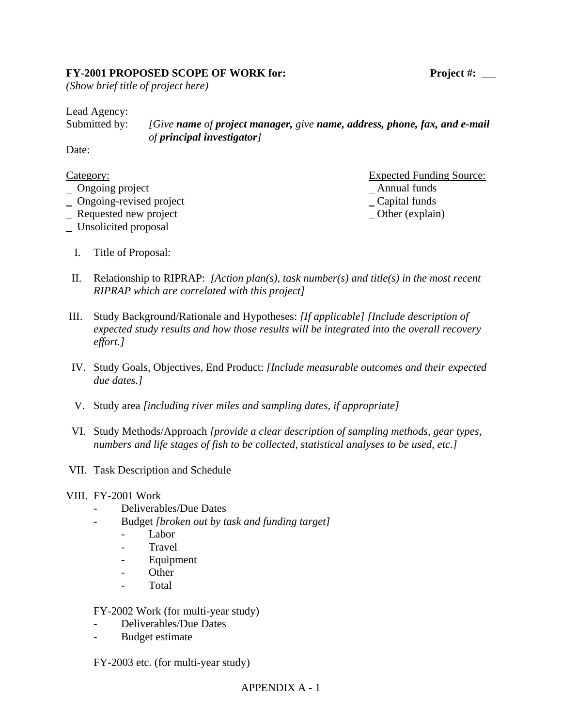**FY-2001 PROPOSED SCOPE OF WORK for:** **Project #:** __

*(Show brief title of project here)*

Lead Agency:

Submitted by: *[Give **name** of **project manager,** give **name, address, phone, fax, and e-mail** of **principal investigator**]*

Date:

<u>Category:</u>

_ Ongoing project
_ Ongoing-revised project
_ Requested new project
_ Unsolicited proposal

<u>Expected Funding Source:</u>

_ Annual funds
_ Capital funds
_ Other (explain)

I. Title of Proposal:

II. Relationship to RIPRAP: *[Action plan(s), task number(s) and title(s) in the most recent RIPRAP which are correlated with this project]*

III. Study Background/Rationale and Hypotheses: *[If applicable] [Include description of expected study results and how those results will be integrated into the overall recovery effort.]*

IV. Study Goals, Objectives, End Product: *[Include measurable outcomes and their expected due dates.]*

V. Study area *[including river miles and sampling dates, if appropriate]*

VI. Study Methods/Approach *[provide a clear description of sampling methods, gear types, numbers and life stages of fish to be collected, statistical analyses to be used, etc.]*

VII. Task Description and Schedule

VIII. FY-2001 Work
- Deliverables/Due Dates
- Budget *[broken out by task and funding target]*
  - Labor
  - Travel
  - Equipment
  - Other
  - Total

FY-2002 Work (for multi-year study)
- Deliverables/Due Dates
- Budget estimate

FY-2003 etc. (for multi-year study)

APPENDIX A - 1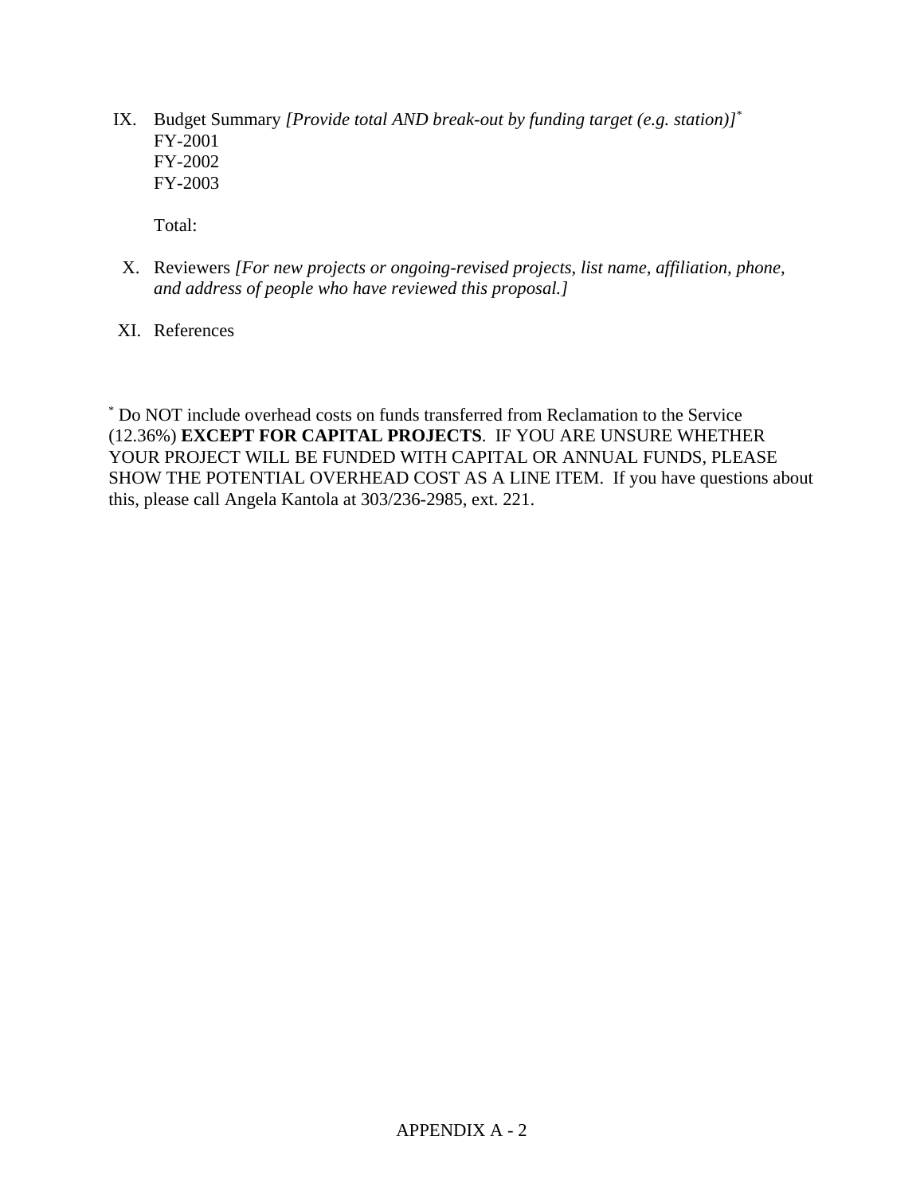IX. Budget Summary *[Provide total AND break-out by funding target (e.g. station)]*[*]
FY-2001
FY-2002
FY-2003

Total:

X. Reviewers *[For new projects or ongoing-revised projects, list name, affiliation, phone, and address of people who have reviewed this proposal.]*

XI. References

[*] Do NOT include overhead costs on funds transferred from Reclamation to the Service (12.36%) **EXCEPT FOR CAPITAL PROJECTS**. IF YOU ARE UNSURE WHETHER YOUR PROJECT WILL BE FUNDED WITH CAPITAL OR ANNUAL FUNDS, PLEASE SHOW THE POTENTIAL OVERHEAD COST AS A LINE ITEM. If you have questions about this, please call Angela Kantola at 303/236-2985, ext. 221.